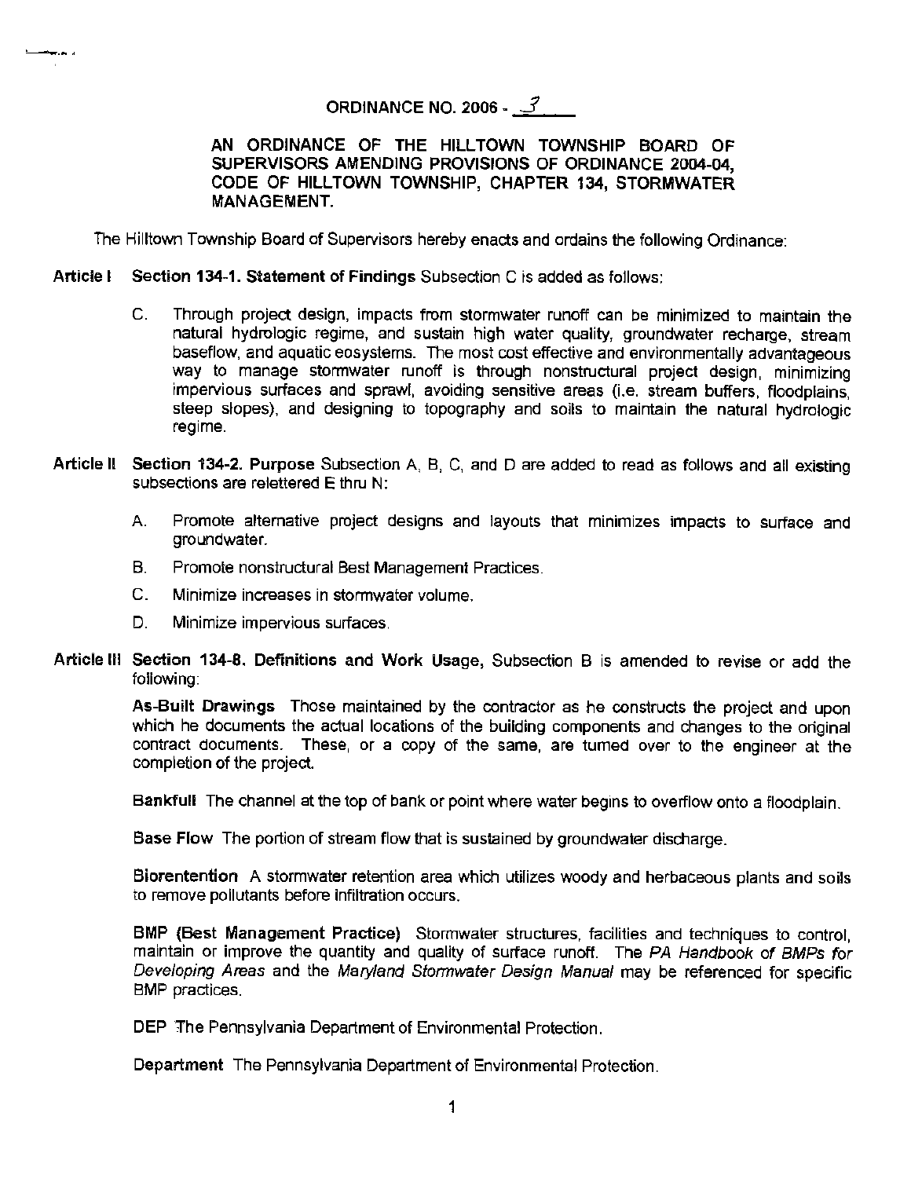# ORDINANCE NO. 2006 - 3

**AN ORDINANCE OF THE HILLTOWN TOWNSHIP BOARD OF SUPERVISORS AMENDING PROVISIONS OF ORDINANCE 2004-04, CODE OF HILLTOWN TOWNSHIP, CHAPTER 134, STORMWATER MANAGEMENT.**

The Hilltown Township Board of Supervisors hereby enacts and ordains the following Ordinance:

**Article I Section 134-1. Statement of Findings** Subsection C is added as follows:

C. Through project design, impacts from stormwater runoff can be minimized to maintain the natural hydrologic regime, and sustain high water quality, groundwater recharge, stream baseflow, and aquatic eosystems. The most cost effective and environmentally advantageous way to manage stormwater runoff is through nonstructural project design, minimizing impervious surfaces and sprawl, avoiding sensitive areas (i.e. stream buffers, floodplains, steep slopes), and designing to topography and soils to maintain the natural hydrologic regime.

**Article II Section 134-2. Purpose** Subsection A, B, C, and D are added to read as follows and all existing subsections are relettered E thru N:

A. Promote alternative project designs and layouts that minimizes impacts to surface and groundwater.

B. Promote nonstructural Best Management Practices.

C. Minimize increases in stormwater volume.

D. Minimize impervious surfaces.

**Article III Section 134-8. Definitions and Work Usage,** Subsection B is amended to revise or add the following:

**As-Built Drawings** Those maintained by the contractor as he constructs the project and upon which he documents the actual locations of the building components and changes to the original contract documents. These, or a copy of the same, are turned over to the engineer at the completion of the project.

**Bankfull** The channel at the top of bank or point where water begins to overflow onto a floodplain.

**Base Flow** The portion of stream flow that is sustained by groundwater discharge.

**Biorentention** A stormwater retention area which utilizes woody and herbaceous plants and soils to remove pollutants before infiltration occurs.

**BMP (Best Management Practice)** Stormwater structures, facilities and techniques to control, maintain or improve the quantity and quality of surface runoff. The *PA Handbook of BMPs for Developing Areas* and the *Maryland Stormwater Design Manual* may be referenced for specific BMP practices.

**DEP** The Pennsylvania Department of Environmental Protection.

**Department** The Pennsylvania Department of Environmental Protection.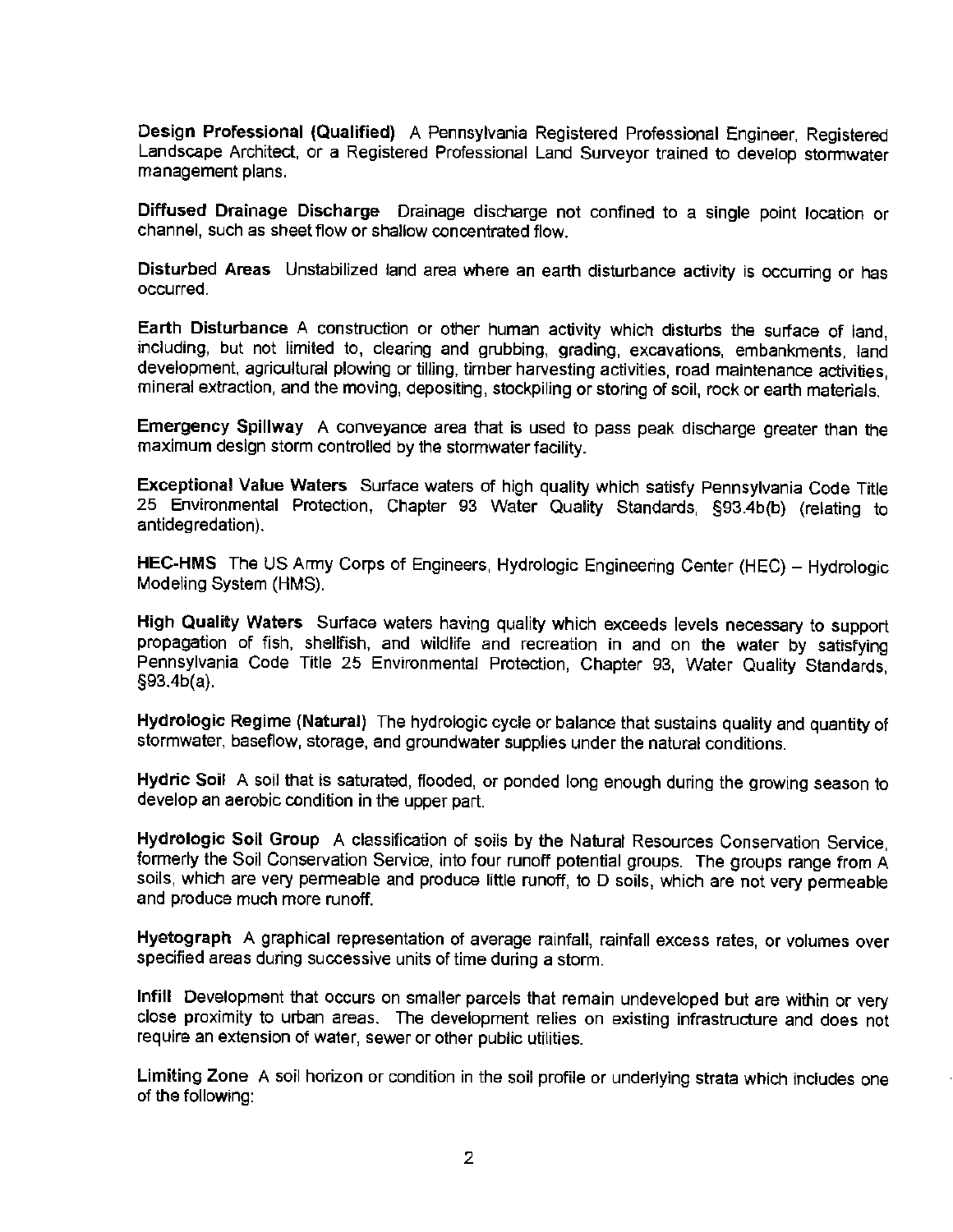**Design Professional (Qualified)** A Pennsylvania Registered Professional Engineer, Registered Landscape Architect, or a Registered Professional Land Surveyor trained to develop stormwater management plans.

**Diffused Drainage Discharge** Drainage discharge not confined to a single point location or channel, such as sheet flow or shallow concentrated flow.

**Disturbed Areas** Unstabilized land area where an earth disturbance activity is occurring or has occurred.

**Earth Disturbance** A construction or other human activity which disturbs the surface of land, including, but not limited to, clearing and grubbing, grading, excavations, embankments, land development, agricultural plowing or tilling, timber harvesting activities, road maintenance activities, mineral extraction, and the moving, depositing, stockpiling or storing of soil, rock or earth materials.

**Emergency Spillway** A conveyance area that is used to pass peak discharge greater than the maximum design storm controlled by the stormwater facility.

**Exceptional Value Waters** Surface waters of high quality which satisfy Pennsylvania Code Title 25 Environmental Protection, Chapter 93 Water Quality Standards, §93.4b(b) (relating to antidegredation).

**HEC-HMS** The US Army Corps of Engineers, Hydrologic Engineering Center (HEC) – Hydrologic Modeling System (HMS).

**High Quality Waters** Surface waters having quality which exceeds levels necessary to support propagation of fish, shellfish, and wildlife and recreation in and on the water by satisfying Pennsylvania Code Title 25 Environmental Protection, Chapter 93, Water Quality Standards, §93.4b(a).

**Hydrologic Regime (Natural)** The hydrologic cycle or balance that sustains quality and quantity of stormwater, baseflow, storage, and groundwater supplies under the natural conditions.

**Hydric Soil** A soil that is saturated, flooded, or ponded long enough during the growing season to develop an aerobic condition in the upper part.

**Hydrologic Soil Group** A classification of soils by the Natural Resources Conservation Service, formerly the Soil Conservation Service, into four runoff potential groups. The groups range from A soils, which are very permeable and produce little runoff, to D soils, which are not very permeable and produce much more runoff.

**Hyetograph** A graphical representation of average rainfall, rainfall excess rates, or volumes over specified areas during successive units of time during a storm.

**Infill** Development that occurs on smaller parcels that remain undeveloped but are within or very close proximity to urban areas. The development relies on existing infrastructure and does not require an extension of water, sewer or other public utilities.

**Limiting Zone** A soil horizon or condition in the soil profile or underlying strata which includes one of the following: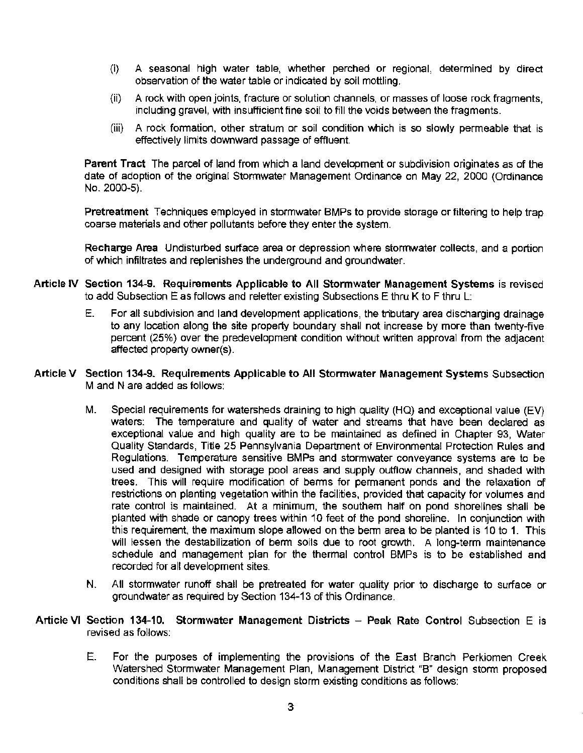(i) A seasonal high water table, whether perched or regional, determined by direct observation of the water table or indicated by soil mottling.

(ii) A rock with open joints, fracture or solution channels, or masses of loose rock fragments, including gravel, with insufficient fine soil to fill the voids between the fragments.

(iii) A rock formation, other stratum or soil condition which is so slowly permeable that is effectively limits downward passage of effluent.

**Parent Tract** The parcel of land from which a land development or subdivision originates as of the date of adoption of the original Stormwater Management Ordinance on May 22, 2000 (Ordinance No. 2000-5).

**Pretreatment** Techniques employed in stormwater BMPs to provide storage or filtering to help trap coarse materials and other pollutants before they enter the system.

**Recharge Area** Undisturbed surface area or depression where stormwater collects, and a portion of which infiltrates and replenishes the underground and groundwater.

**Article IV Section 134-9. Requirements Applicable to All Stormwater Management Systems** is revised to add Subsection E as follows and reletter existing Subsections E thru K to F thru L:

E. For all subdivision and land development applications, the tributary area discharging drainage to any location along the site property boundary shall not increase by more than twenty-five percent (25%) over the predevelopment condition without written approval from the adjacent affected property owner(s).

**Article V Section 134-9. Requirements Applicable to All Stormwater Management Systems** Subsection M and N are added as follows:

M. Special requirements for watersheds draining to high quality (HQ) and exceptional value (EV) waters: The temperature and quality of water and streams that have been declared as exceptional value and high quality are to be maintained as defined in Chapter 93, Water Quality Standards, Title 25 Pennsylvania Department of Environmental Protection Rules and Regulations. Temperature sensitive BMPs and stormwater conveyance systems are to be used and designed with storage pool areas and supply outflow channels, and shaded with trees. This will require modification of berms for permanent ponds and the relaxation of restrictions on planting vegetation within the facilities, provided that capacity for volumes and rate control is maintained. At a minimum, the southern half on pond shorelines shall be planted with shade or canopy trees within 10 feet of the pond shoreline. In conjunction with this requirement, the maximum slope allowed on the berm area to be planted is 10 to 1. This will lessen the destabilization of berm soils due to root growth. A long-term maintenance schedule and management plan for the thermal control BMPs is to be established and recorded for all development sites.

N. All stormwater runoff shall be pretreated for water quality prior to discharge to surface or groundwater as required by Section 134-13 of this Ordinance.

**Article VI Section 134-10. Stormwater Management Districts – Peak Rate Control** Subsection E is revised as follows:

E. For the purposes of implementing the provisions of the East Branch Perkiomen Creek Watershed Stormwater Management Plan, Management District "B" design storm proposed conditions shall be controlled to design storm existing conditions as follows: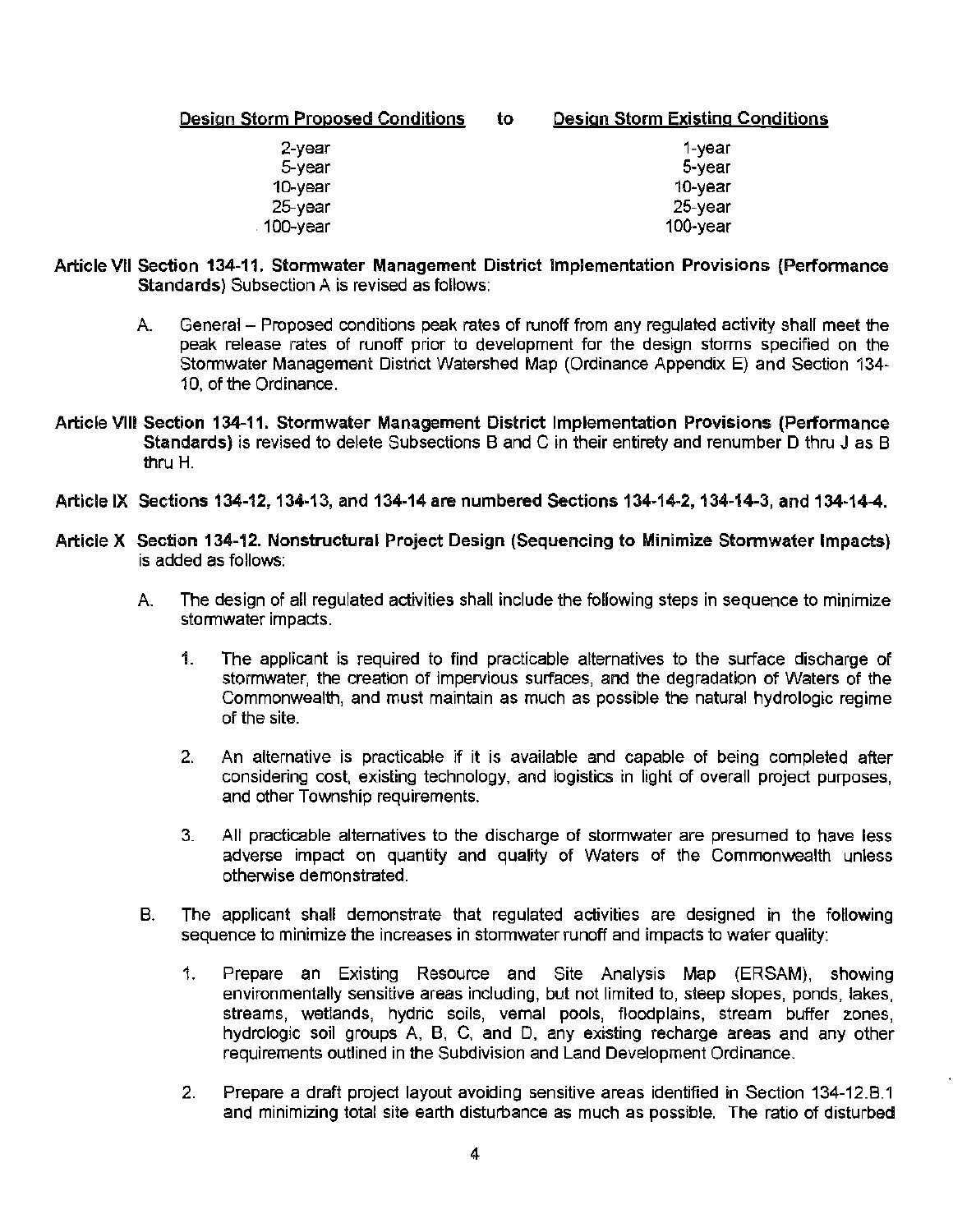| Design Storm Proposed Conditions | to | Design Storm Existing Conditions |
|---|---|---|
| 2-year | | 1-year |
| 5-year | | 5-year |
| 10-year | | 10-year |
| 25-year | | 25-year |
| 100-year | | 100-year |

**Article VII Section 134-11. Stormwater Management District Implementation Provisions (Performance Standards)** Subsection A is revised as follows:

A. General – Proposed conditions peak rates of runoff from any regulated activity shall meet the peak release rates of runoff prior to development for the design storms specified on the Stormwater Management District Watershed Map (Ordinance Appendix E) and Section 134-10, of the Ordinance.

**Article VIII Section 134-11. Stormwater Management District Implementation Provisions (Performance Standards)** is revised to delete Subsections B and C in their entirety and renumber D thru J as B thru H.

**Article IX Sections 134-12, 134-13, and 134-14 are numbered Sections 134-14-2, 134-14-3, and 134-14-4.**

**Article X Section 134-12. Nonstructural Project Design (Sequencing to Minimize Stormwater Impacts)** is added as follows:

A. The design of all regulated activities shall include the following steps in sequence to minimize stormwater impacts.

1. The applicant is required to find practicable alternatives to the surface discharge of stormwater, the creation of impervious surfaces, and the degradation of Waters of the Commonwealth, and must maintain as much as possible the natural hydrologic regime of the site.

2. An alternative is practicable if it is available and capable of being completed after considering cost, existing technology, and logistics in light of overall project purposes, and other Township requirements.

3. All practicable alternatives to the discharge of stormwater are presumed to have less adverse impact on quantity and quality of Waters of the Commonwealth unless otherwise demonstrated.

B. The applicant shall demonstrate that regulated activities are designed in the following sequence to minimize the increases in stormwater runoff and impacts to water quality:

1. Prepare an Existing Resource and Site Analysis Map (ERSAM), showing environmentally sensitive areas including, but not limited to, steep slopes, ponds, lakes, streams, wetlands, hydric soils, vernal pools, floodplains, stream buffer zones, hydrologic soil groups A, B, C, and D, any existing recharge areas and any other requirements outlined in the Subdivision and Land Development Ordinance.

2. Prepare a draft project layout avoiding sensitive areas identified in Section 134-12.B.1 and minimizing total site earth disturbance as much as possible. The ratio of disturbed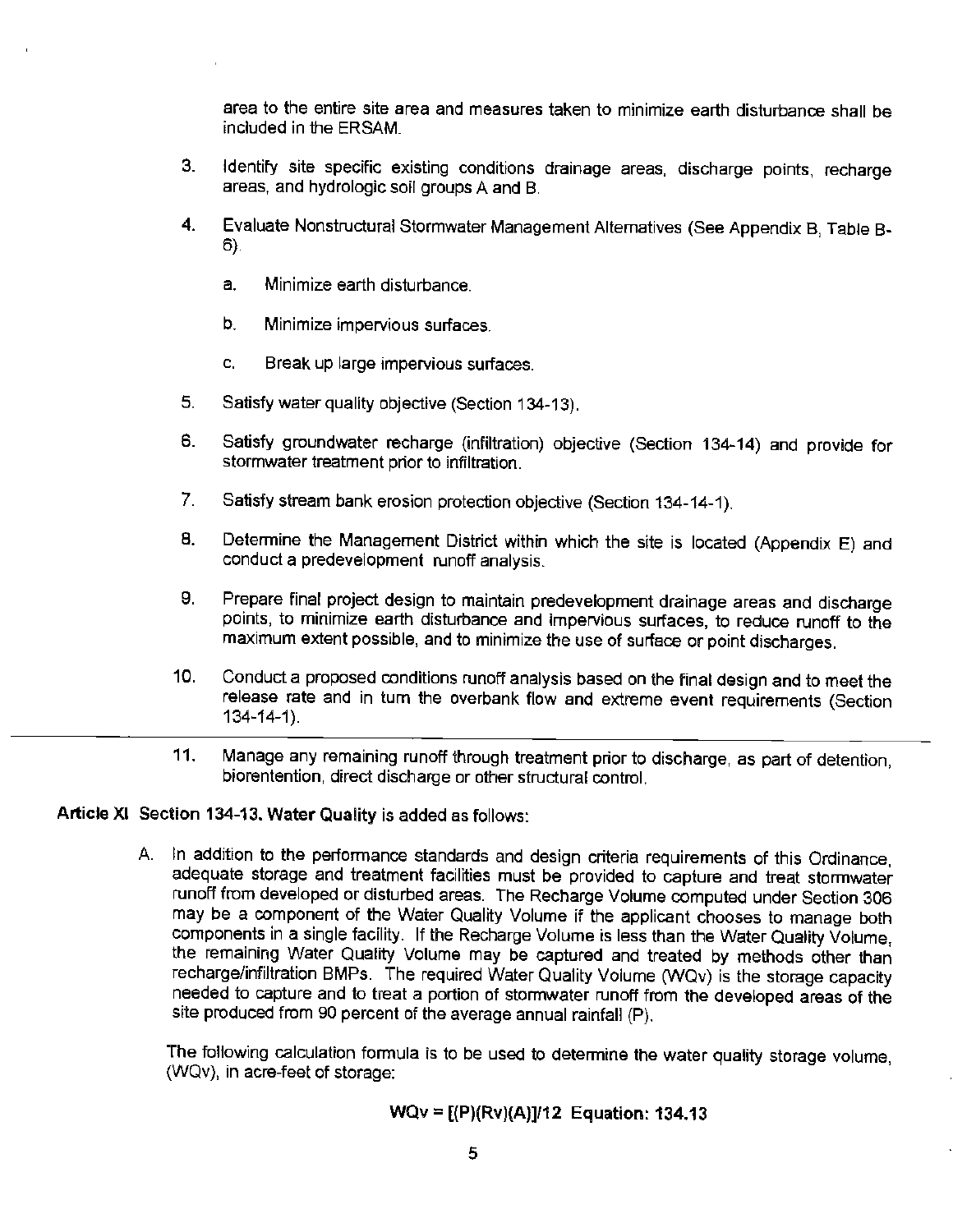area to the entire site area and measures taken to minimize earth disturbance shall be included in the ERSAM.

3. Identify site specific existing conditions drainage areas, discharge points, recharge areas, and hydrologic soil groups A and B.

4. Evaluate Nonstructural Stormwater Management Alternatives (See Appendix B, Table B-6).

   a. Minimize earth disturbance.

   b. Minimize impervious surfaces.

   c. Break up large impervious surfaces.

5. Satisfy water quality objective (Section 134-13).

6. Satisfy groundwater recharge (infiltration) objective (Section 134-14) and provide for stormwater treatment prior to infiltration.

7. Satisfy stream bank erosion protection objective (Section 134-14-1).

8. Determine the Management District within which the site is located (Appendix E) and conduct a predevelopment runoff analysis.

9. Prepare final project design to maintain predevelopment drainage areas and discharge points, to minimize earth disturbance and impervious surfaces, to reduce runoff to the maximum extent possible, and to minimize the use of surface or point discharges.

10. Conduct a proposed conditions runoff analysis based on the final design and to meet the release rate and in turn the overbank flow and extreme event requirements (Section 134-14-1).

---

11. Manage any remaining runoff through treatment prior to discharge, as part of detention, biorentention, direct discharge or other structural control.

**Article XI Section 134-13. Water Quality** is added as follows:

A. In addition to the performance standards and design criteria requirements of this Ordinance, adequate storage and treatment facilities must be provided to capture and treat stormwater runoff from developed or disturbed areas. The Recharge Volume computed under Section 306 may be a component of the Water Quality Volume if the applicant chooses to manage both components in a single facility. If the Recharge Volume is less than the Water Quality Volume, the remaining Water Quality Volume may be captured and treated by methods other than recharge/infiltration BMPs. The required Water Quality Volume (WQv) is the storage capacity needed to capture and to treat a portion of stormwater runoff from the developed areas of the site produced from 90 percent of the average annual rainfall (P).

The following calculation formula is to be used to determine the water quality storage volume, (WQv), in acre-feet of storage:

$$WQv = [(P)(Rv)(A)]/12 \quad \textbf{Equation: 134.13}$$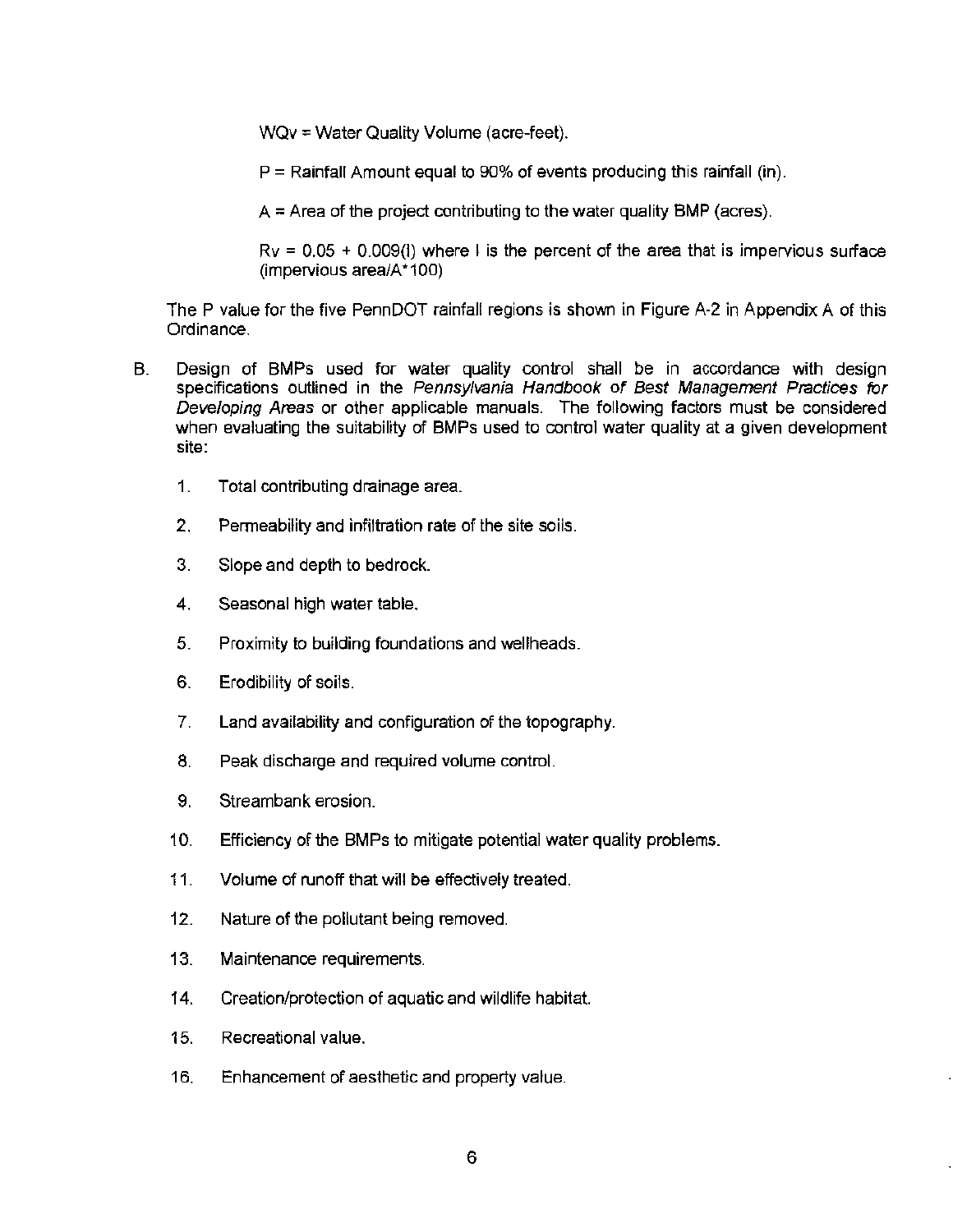WQv = Water Quality Volume (acre-feet).

P = Rainfall Amount equal to 90% of events producing this rainfall (in).

A = Area of the project contributing to the water quality BMP (acres).

$Rv = 0.05 + 0.009(I)$ where I is the percent of the area that is impervious surface (impervious area/A*100)

The P value for the five PennDOT rainfall regions is shown in Figure A-2 in Appendix A of this Ordinance.

B. Design of BMPs used for water quality control shall be in accordance with design specifications outlined in the *Pennsylvania Handbook of Best Management Practices for Developing Areas* or other applicable manuals. The following factors must be considered when evaluating the suitability of BMPs used to control water quality at a given development site:

   1. Total contributing drainage area.

   2. Permeability and infiltration rate of the site soils.

   3. Slope and depth to bedrock.

   4. Seasonal high water table.

   5. Proximity to building foundations and wellheads.

   6. Erodibility of soils.

   7. Land availability and configuration of the topography.

   8. Peak discharge and required volume control.

   9. Streambank erosion.

   10. Efficiency of the BMPs to mitigate potential water quality problems.

   11. Volume of runoff that will be effectively treated.

   12. Nature of the pollutant being removed.

   13. Maintenance requirements.

   14. Creation/protection of aquatic and wildlife habitat.

   15. Recreational value.

   16. Enhancement of aesthetic and property value.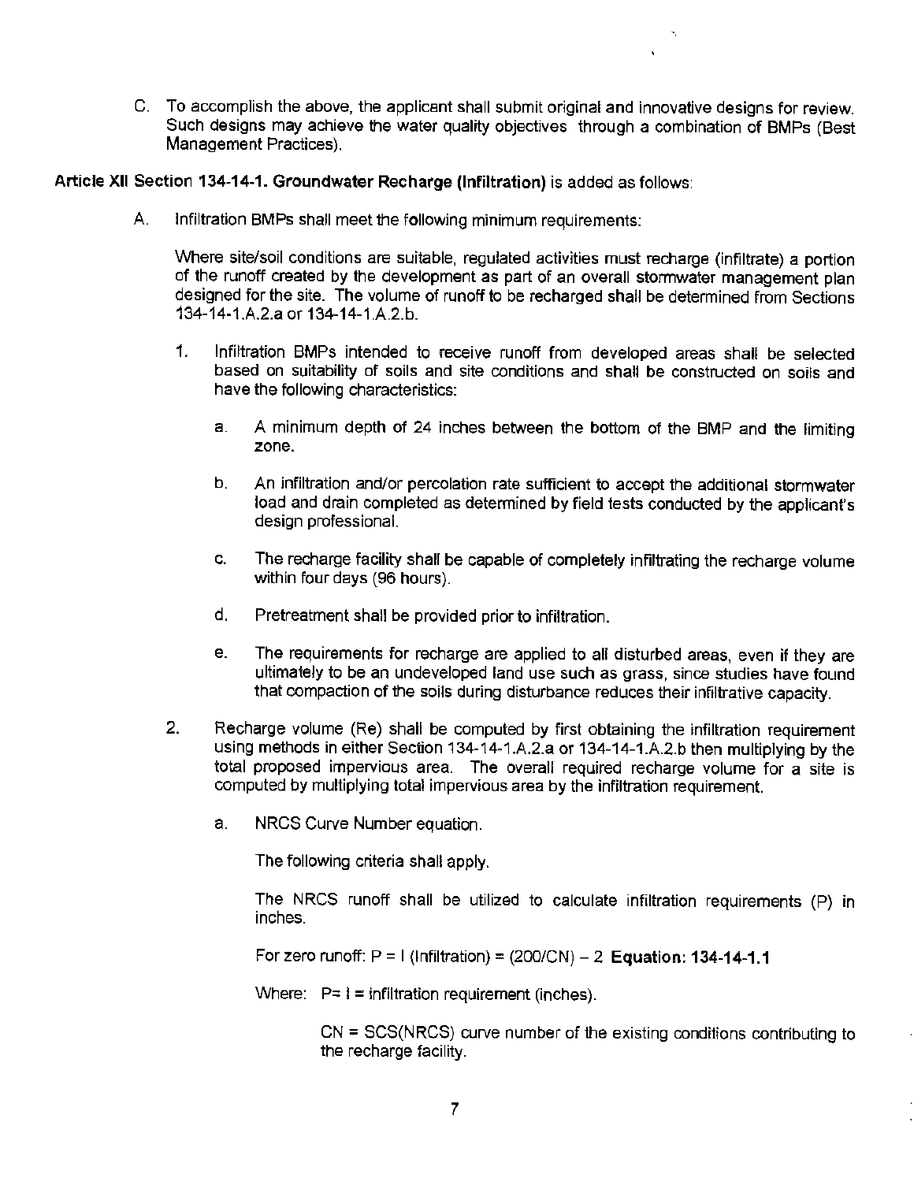C. To accomplish the above, the applicant shall submit original and innovative designs for review. Such designs may achieve the water quality objectives through a combination of BMPs (Best Management Practices).

**Article XII Section 134-14-1. Groundwater Recharge (Infiltration)** is added as follows:

A. Infiltration BMPs shall meet the following minimum requirements:

Where site/soil conditions are suitable, regulated activities must recharge (infiltrate) a portion of the runoff created by the development as part of an overall stormwater management plan designed for the site. The volume of runoff to be recharged shall be determined from Sections 134-14-1.A.2.a or 134-14-1.A.2.b.

1. Infiltration BMPs intended to receive runoff from developed areas shall be selected based on suitability of soils and site conditions and shall be constructed on soils and have the following characteristics:

   a. A minimum depth of 24 inches between the bottom of the BMP and the limiting zone.

   b. An infiltration and/or percolation rate sufficient to accept the additional stormwater load and drain completed as determined by field tests conducted by the applicant's design professional.

   c. The recharge facility shall be capable of completely infiltrating the recharge volume within four days (96 hours).

   d. Pretreatment shall be provided prior to infiltration.

   e. The requirements for recharge are applied to all disturbed areas, even if they are ultimately to be an undeveloped land use such as grass, since studies have found that compaction of the soils during disturbance reduces their infiltrative capacity.

2. Recharge volume (Re) shall be computed by first obtaining the infiltration requirement using methods in either Section 134-14-1.A.2.a or 134-14-1.A.2.b then multiplying by the total proposed impervious area. The overall required recharge volume for a site is computed by multiplying total impervious area by the infiltration requirement.

   a. NRCS Curve Number equation.

      The following criteria shall apply.

      The NRCS runoff shall be utilized to calculate infiltration requirements (P) in inches.

      For zero runoff: $P = I$ (Infiltration) $= (200/CN) - 2$ **Equation: 134-14-1.1**

      Where: $P = I$ = infiltration requirement (inches).

      CN = SCS(NRCS) curve number of the existing conditions contributing to the recharge facility.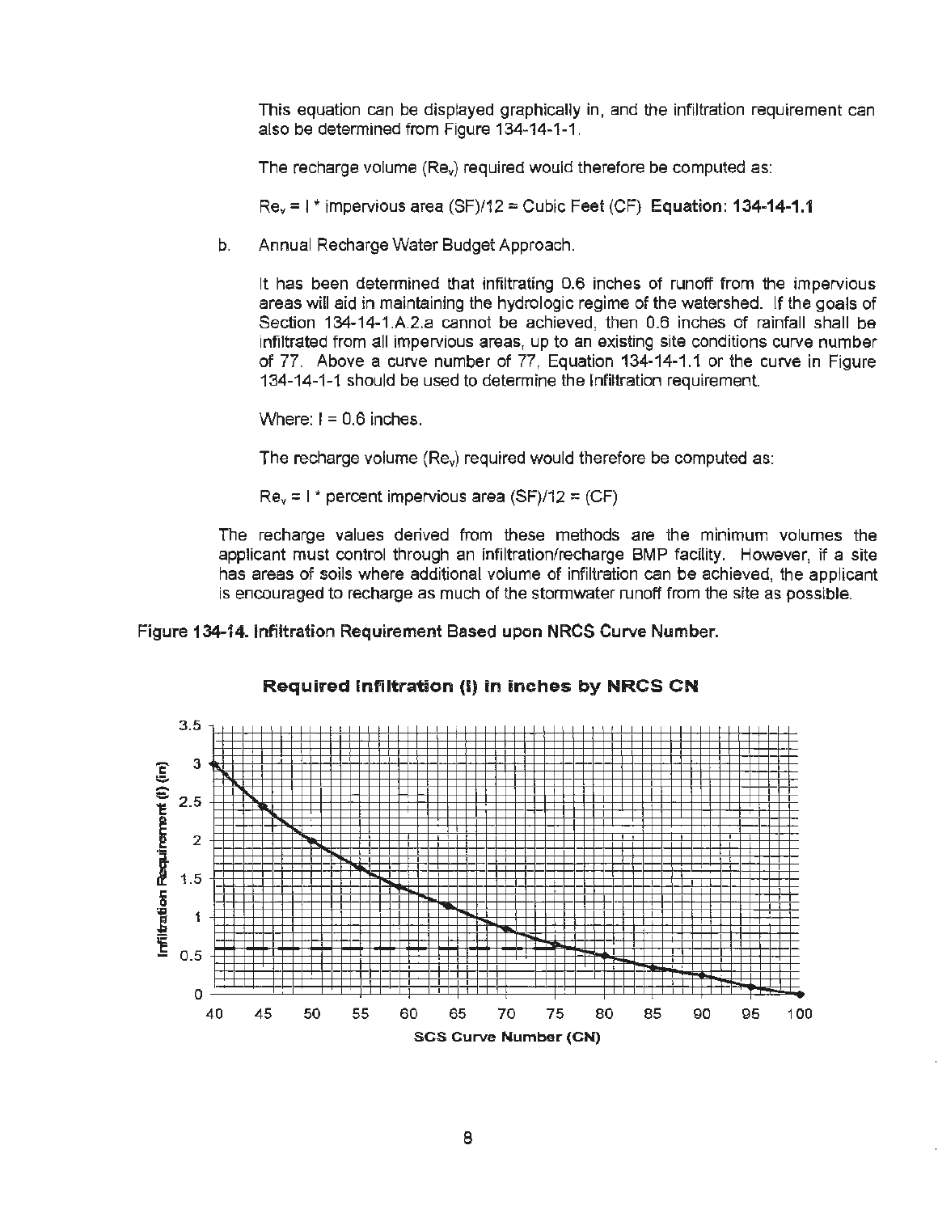This equation can be displayed graphically in, and the infiltration requirement can also be determined from Figure 134-14-1-1.

The recharge volume ($Re_v$) required would therefore be computed as:

$Re_v$ = I * impervious area (SF)/12 = Cubic Feet (CF) **Equation: 134-14-1.1**

b. Annual Recharge Water Budget Approach.

It has been determined that infiltrating 0.6 inches of runoff from the impervious areas will aid in maintaining the hydrologic regime of the watershed. If the goals of Section 134-14-1.A.2.a cannot be achieved, then 0.6 inches of rainfall shall be infiltrated from all impervious areas, up to an existing site conditions curve number of 77. Above a curve number of 77, Equation 134-14-1.1 or the curve in Figure 134-14-1-1 should be used to determine the Infiltration requirement.

Where: I = 0.6 inches.

The recharge volume ($Re_v$) required would therefore be computed as:

$Re_v$ = I * percent impervious area (SF)/12 = (CF)

The recharge values derived from these methods are the minimum volumes the applicant must control through an infiltration/recharge BMP facility. However, if a site has areas of soils where additional volume of infiltration can be achieved, the applicant is encouraged to recharge as much of the stormwater runoff from the site as possible.

**Figure 134-14. Infiltration Requirement Based upon NRCS Curve Number.**

**Required Infiltration (I) in inches by NRCS CN**

Infiltration Requirement (I) (in)

SCS Curve Number (CN)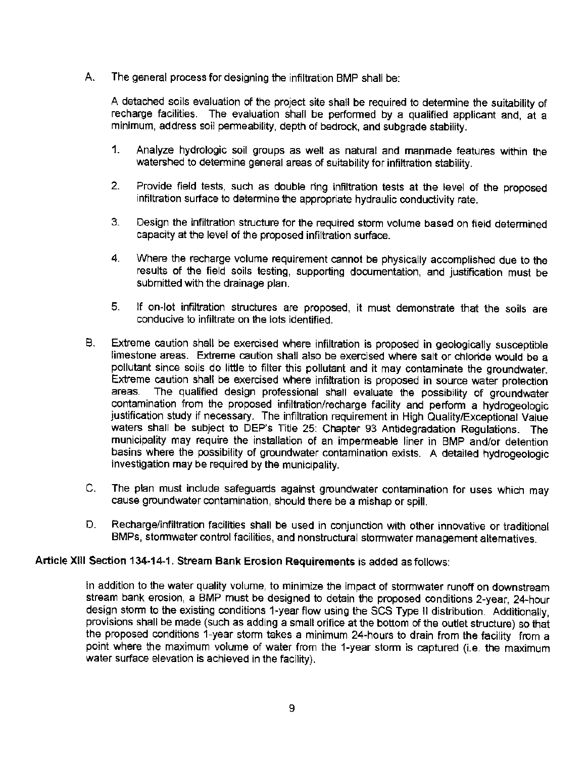A. The general process for designing the infiltration BMP shall be:

A detached soils evaluation of the project site shall be required to determine the suitability of recharge facilities. The evaluation shall be performed by a qualified applicant and, at a minimum, address soil permeability, depth of bedrock, and subgrade stability.

1. Analyze hydrologic soil groups as well as natural and manmade features within the watershed to determine general areas of suitability for infiltration stability.

2. Provide field tests, such as double ring infiltration tests at the level of the proposed infiltration surface to determine the appropriate hydraulic conductivity rate.

3. Design the infiltration structure for the required storm volume based on field determined capacity at the level of the proposed infiltration surface.

4. Where the recharge volume requirement cannot be physically accomplished due to the results of the field soils testing, supporting documentation, and justification must be submitted with the drainage plan.

5. If on-lot infiltration structures are proposed, it must demonstrate that the soils are conducive to infiltrate on the lots identified.

B. Extreme caution shall be exercised where infiltration is proposed in geologically susceptible limestone areas. Extreme caution shall also be exercised where salt or chloride would be a pollutant since soils do little to filter this pollutant and it may contaminate the groundwater. Extreme caution shall be exercised where infiltration is proposed in source water protection areas. The qualified design professional shall evaluate the possibility of groundwater contamination from the proposed infiltration/recharge facility and perform a hydrogeologic justification study if necessary. The infiltration requirement in High Quality/Exceptional Value waters shall be subject to DEP's Title 25: Chapter 93 Antidegradation Regulations. The municipality may require the installation of an impermeable liner in BMP and/or detention basins where the possibility of groundwater contamination exists. A detailed hydrogeologic investigation may be required by the municipality.

C. The plan must include safeguards against groundwater contamination for uses which may cause groundwater contamination, should there be a mishap or spill.

D. Recharge/infiltration facilities shall be used in conjunction with other innovative or traditional BMPs, stormwater control facilities, and nonstructural stormwater management alternatives.

**Article XIII Section 134-14-1. Stream Bank Erosion Requirements** is added as follows:

In addition to the water quality volume, to minimize the impact of stormwater runoff on downstream stream bank erosion, a BMP must be designed to detain the proposed conditions 2-year, 24-hour design storm to the existing conditions 1-year flow using the SCS Type II distribution. Additionally, provisions shall be made (such as adding a small orifice at the bottom of the outlet structure) so that the proposed conditions 1-year storm takes a minimum 24-hours to drain from the facility from a point where the maximum volume of water from the 1-year storm is captured (i.e. the maximum water surface elevation is achieved in the facility).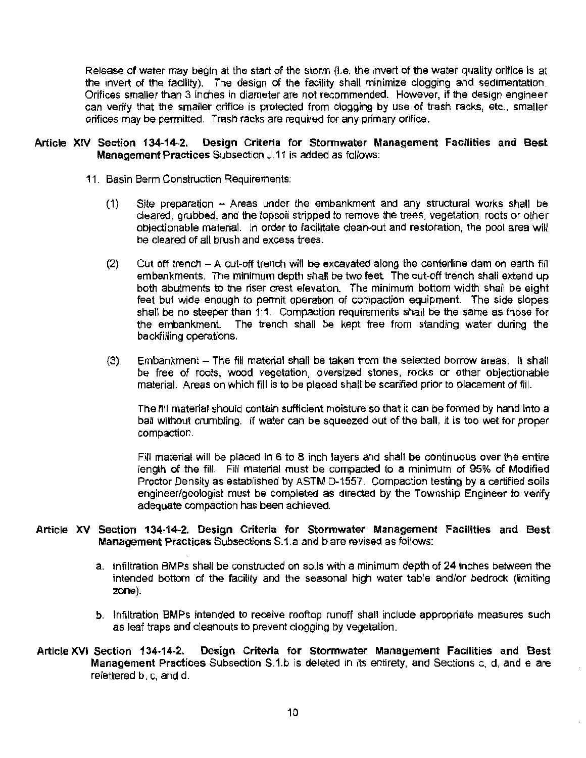Release of water may begin at the start of the storm (i.e. the invert of the water quality orifice is at the invert of the facility). The design of the facility shall minimize clogging and sedimentation. Orifices smaller than 3 inches in diameter are not recommended. However, if the design engineer can verify that the smaller orifice is protected from clogging by use of trash racks, etc., smaller orifices may be permitted. Trash racks are required for any primary orifice.

**Article XIV Section 134-14-2. Design Criteria for Stormwater Management Facilities and Best Management Practices** Subsection J.11 is added as follows:

11. Basin Berm Construction Requirements:

    (1) Site preparation – Areas under the embankment and any structural works shall be cleared, grubbed, and the topsoil stripped to remove the trees, vegetation, roots or other objectionable material. In order to facilitate clean-out and restoration, the pool area will be cleared of all brush and excess trees.

    (2) Cut off trench – A cut-off trench will be excavated along the centerline dam on earth fill embankments. The minimum depth shall be two feet. The cut-off trench shall extend up both abutments to the riser crest elevation. The minimum bottom width shall be eight feet but wide enough to permit operation of compaction equipment. The side slopes shall be no steeper than 1:1. Compaction requirements shall be the same as those for the embankment. The trench shall be kept free from standing water during the backfilling operations.

    (3) Embankment – The fill material shall be taken from the selected borrow areas. It shall be free of roots, wood vegetation, oversized stones, rocks or other objectionable material. Areas on which fill is to be placed shall be scarified prior to placement of fill.

        The fill material should contain sufficient moisture so that it can be formed by hand into a ball without crumbling. If water can be squeezed out of the ball, it is too wet for proper compaction.

        Fill material will be placed in 6 to 8 inch layers and shall be continuous over the entire length of the fill. Fill material must be compacted to a minimum of 95% of Modified Proctor Density as established by ASTM D-1557. Compaction testing by a certified soils engineer/geologist must be completed as directed by the Township Engineer to verify adequate compaction has been achieved.

**Article XV Section 134-14-2. Design Criteria for Stormwater Management Facilities and Best Management Practices** Subsections S.1.a and b are revised as follows:

a. Infiltration BMPs shall be constructed on soils with a minimum depth of 24 inches between the intended bottom of the facility and the seasonal high water table and/or bedrock (limiting zone).

b. Infiltration BMPs intended to receive rooftop runoff shall include appropriate measures such as leaf traps and cleanouts to prevent clogging by vegetation.

**Article XVI Section 134-14-2. Design Criteria for Stormwater Management Facilities and Best Management Practices** Subsection S.1.b is deleted in its entirety, and Sections c, d, and e are relettered b, c, and d.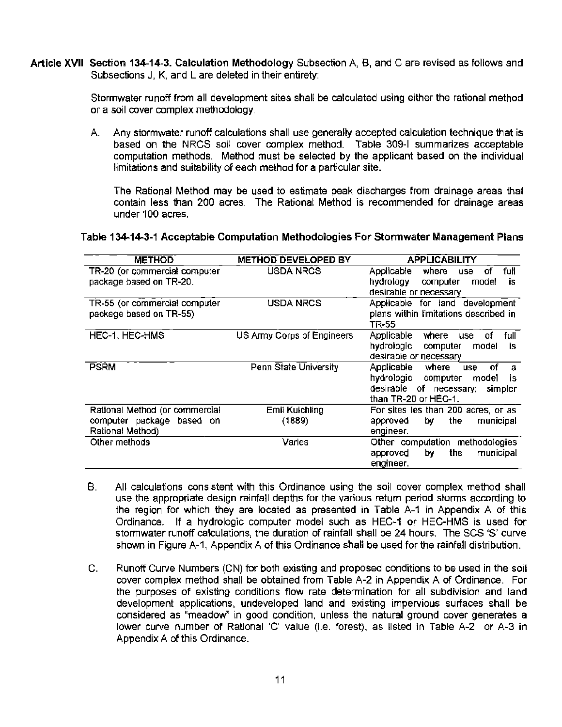**Article XVII Section 134-14-3. Calculation Methodology** Subsection A, B, and C are revised as follows and Subsections J, K, and L are deleted in their entirety:

Stormwater runoff from all development sites shall be calculated using either the rational method or a soil cover complex methodology.

A. Any stormwater runoff calculations shall use generally accepted calculation technique that is based on the NRCS soil cover complex method. Table 309-I summarizes acceptable computation methods. Method must be selected by the applicant based on the individual limitations and suitability of each method for a particular site.

The Rational Method may be used to estimate peak discharges from drainage areas that contain less than 200 acres. The Rational Method is recommended for drainage areas under 100 acres.

**Table 134-14-3-1 Acceptable Computation Methodologies For Stormwater Management Plans**

| METHOD | METHOD DEVELOPED BY | APPLICABILITY |
| --- | --- | --- |
| TR-20 (or commercial computer package based on TR-20. | USDA NRCS | Applicable where use of full hydrology computer model is desirable or necessary |
| TR-55 (or commercial computer package based on TR-55) | USDA NRCS | Applicable for land development plans within limitations described in TR-55 |
| HEC-1, HEC-HMS | US Army Corps of Engineers | Applicable where use of full hydrologic computer model is desirable or necessary |
| PSRM | Penn State University | Applicable where use of a hydrologic computer model is desirable of necessary; simpler than TR-20 or HEC-1. |
| Rational Method (or commercial computer package based on Rational Method) | Emil Kuichling (1889) | For sites les than 200 acres, or as approved by the municipal engineer. |
| Other methods | Varies | Other computation methodologies approved by the municipal engineer. |

B. All calculations consistent with this Ordinance using the soil cover complex method shall use the appropriate design rainfall depths for the various return period storms according to the region for which they are located as presented in Table A-1 in Appendix A of this Ordinance. If a hydrologic computer model such as HEC-1 or HEC-HMS is used for stormwater runoff calculations, the duration of rainfall shall be 24 hours. The SCS 'S' curve shown in Figure A-1, Appendix A of this Ordinance shall be used for the rainfall distribution.

C. Runoff Curve Numbers (CN) for both existing and proposed conditions to be used in the soil cover complex method shall be obtained from Table A-2 in Appendix A of Ordinance. For the purposes of existing conditions flow rate determination for all subdivision and land development applications, undeveloped land and existing impervious surfaces shall be considered as "meadow" in good condition, unless the natural ground cover generates a lower curve number of Rational 'C' value (i.e. forest), as listed in Table A-2 or A-3 in Appendix A of this Ordinance.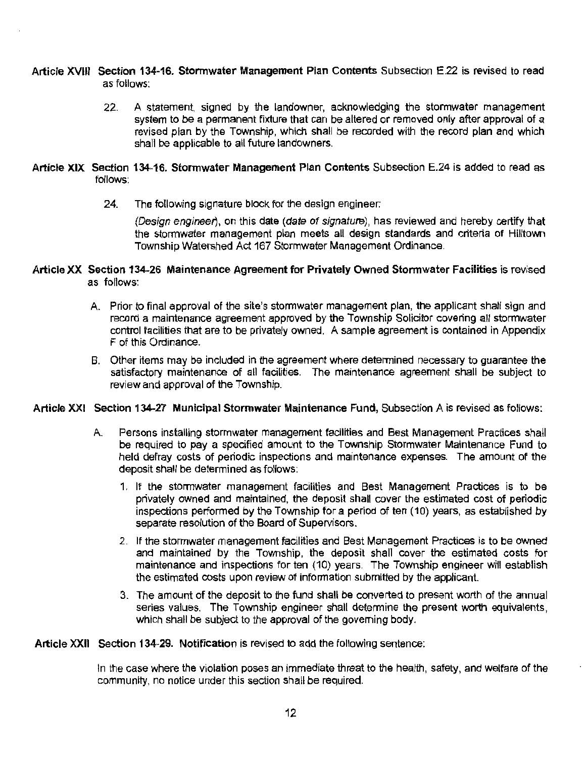**Article XVIII Section 134-16. Stormwater Management Plan Contents** Subsection E.22 is revised to read as follows:

22. A statement, signed by the landowner, acknowledging the stormwater management system to be a permanent fixture that can be altered or removed only after approval of a revised plan by the Township, which shall be recorded with the record plan and which shall be applicable to all future landowners.

**Article XIX Section 134-16. Stormwater Management Plan Contents** Subsection E.24 is added to read as follows:

24. The following signature block for the design engineer:

    *(Design engineer)*, on this date (*date of signature*), has reviewed and hereby certify that the stormwater management plan meets all design standards and criteria of Hilltown Township Watershed Act 167 Stormwater Management Ordinance.

**Article XX Section 134-26 Maintenance Agreement for Privately Owned Stormwater Facilities** is revised as follows:

A. Prior to final approval of the site's stormwater management plan, the applicant shall sign and record a maintenance agreement approved by the Township Solicitor covering all stormwater control facilities that are to be privately owned. A sample agreement is contained in Appendix F of this Ordinance.

B. Other items may be included in the agreement where determined necessary to guarantee the satisfactory maintenance of all facilities. The maintenance agreement shall be subject to review and approval of the Township.

**Article XXI Section 134-27 Municipal Stormwater Maintenance Fund,** Subsection A is revised as follows:

A. Persons installing stormwater management facilities and Best Management Practices shall be required to pay a specified amount to the Township Stormwater Maintenance Fund to held defray costs of periodic inspections and maintenance expenses. The amount of the deposit shall be determined as follows:

   1. If the stormwater management facilities and Best Management Practices is to be privately owned and maintained, the deposit shall cover the estimated cost of periodic inspections performed by the Township for a period of ten (10) years, as established by separate resolution of the Board of Supervisors.

   2. If the stormwater management facilities and Best Management Practices is to be owned and maintained by the Township, the deposit shall cover the estimated costs for maintenance and inspections for ten (10) years. The Township engineer will establish the estimated costs upon review of information submitted by the applicant.

   3. The amount of the deposit to the fund shall be converted to present worth of the annual series values. The Township engineer shall determine the present worth equivalents, which shall be subject to the approval of the governing body.

**Article XXII Section 134-29. Notification** is revised to add the following sentence:

In the case where the violation poses an immediate threat to the health, safety, and welfare of the community, no notice under this section shall be required.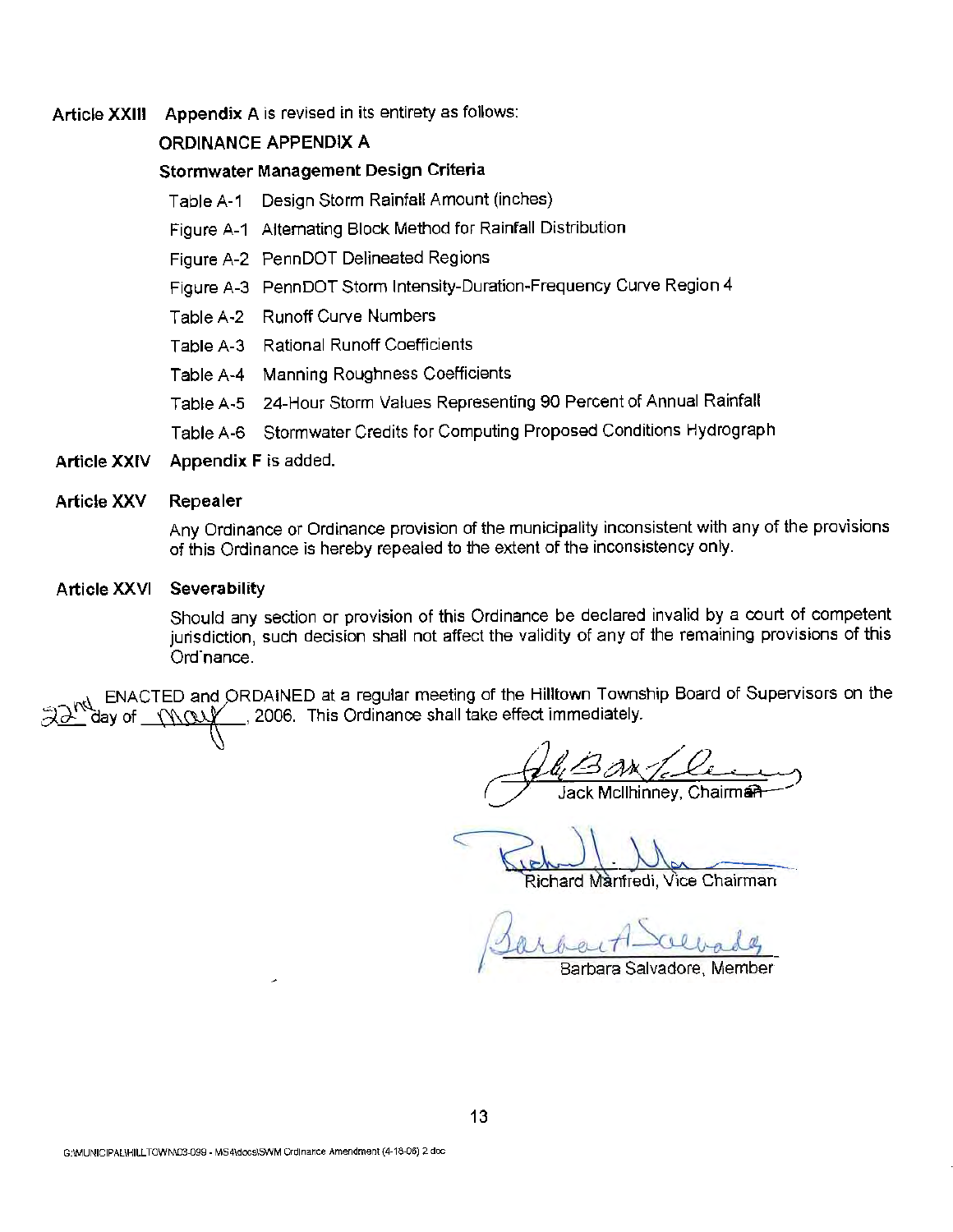**Article XXIII** **Appendix A** is revised in its entirety as follows:

**ORDINANCE APPENDIX A**

**Stormwater Management Design Criteria**

Table A-1 Design Storm Rainfall Amount (inches)

Figure A-1 Alternating Block Method for Rainfall Distribution

Figure A-2 PennDOT Delineated Regions

Figure A-3 PennDOT Storm Intensity-Duration-Frequency Curve Region 4

Table A-2 Runoff Curve Numbers

Table A-3 Rational Runoff Coefficients

Table A-4 Manning Roughness Coefficients

Table A-5 24-Hour Storm Values Representing 90 Percent of Annual Rainfall

Table A-6 Stormwater Credits for Computing Proposed Conditions Hydrograph

**Article XXIV** **Appendix F** is added.

**Article XXV** **Repealer**

Any Ordinance or Ordinance provision of the municipality inconsistent with any of the provisions of this Ordinance is hereby repealed to the extent of the inconsistency only.

**Article XXVI** **Severability**

Should any section or provision of this Ordinance be declared invalid by a court of competent jurisdiction, such decision shall not affect the validity of any of the remaining provisions of this Ordinance.

ENACTED and ORDAINED at a regular meeting of the Hilltown Township Board of Supervisors on the 22nd day of May, 2006. This Ordinance shall take effect immediately.

Jack McIlhinney, Chairman

Richard Manfredi, Vice Chairman

Barbara Salvadore, Member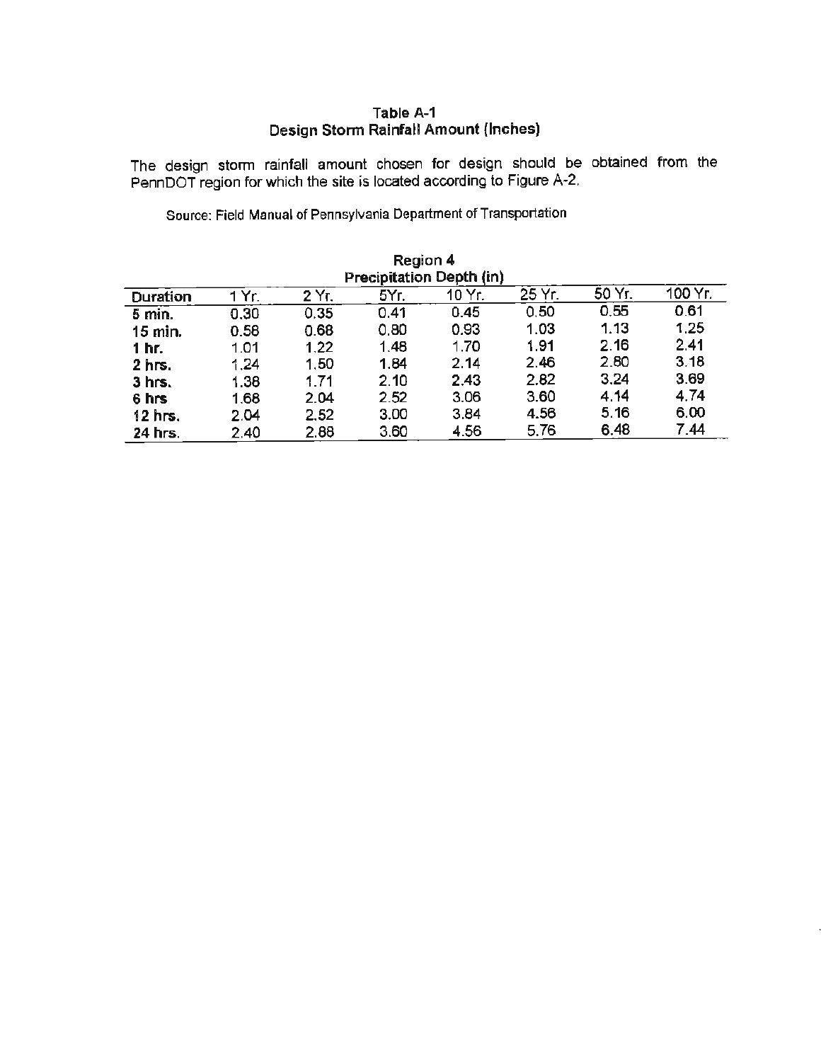**Table A-1**
**Design Storm Rainfall Amount (Inches)**

The design storm rainfall amount chosen for design should be obtained from the PennDOT region for which the site is located according to Figure A-2.

Source: Field Manual of Pennsylvania Department of Transportation

**Region 4**
**Precipitation Depth (in)**

| Duration | 1 Yr. | 2 Yr. | 5Yr. | 10 Yr. | 25 Yr. | 50 Yr. | 100 Yr. |
|---|---|---|---|---|---|---|---|
| **5 min.** | 0.30 | 0.35 | 0.41 | 0.45 | 0.50 | 0.55 | 0.61 |
| **15 min.** | 0.58 | 0.68 | 0.80 | 0.93 | 1.03 | 1.13 | 1.25 |
| **1 hr.** | 1.01 | 1.22 | 1.48 | 1.70 | 1.91 | 2.16 | 2.41 |
| **2 hrs.** | 1.24 | 1.50 | 1.84 | 2.14 | 2.46 | 2.80 | 3.18 |
| **3 hrs.** | 1.38 | 1.71 | 2.10 | 2.43 | 2.82 | 3.24 | 3.69 |
| **6 hrs** | 1.68 | 2.04 | 2.52 | 3.06 | 3.60 | 4.14 | 4.74 |
| **12 hrs.** | 2.04 | 2.52 | 3.00 | 3.84 | 4.56 | 5.16 | 6.00 |
| **24 hrs.** | 2.40 | 2.88 | 3.60 | 4.56 | 5.76 | 6.48 | 7.44 |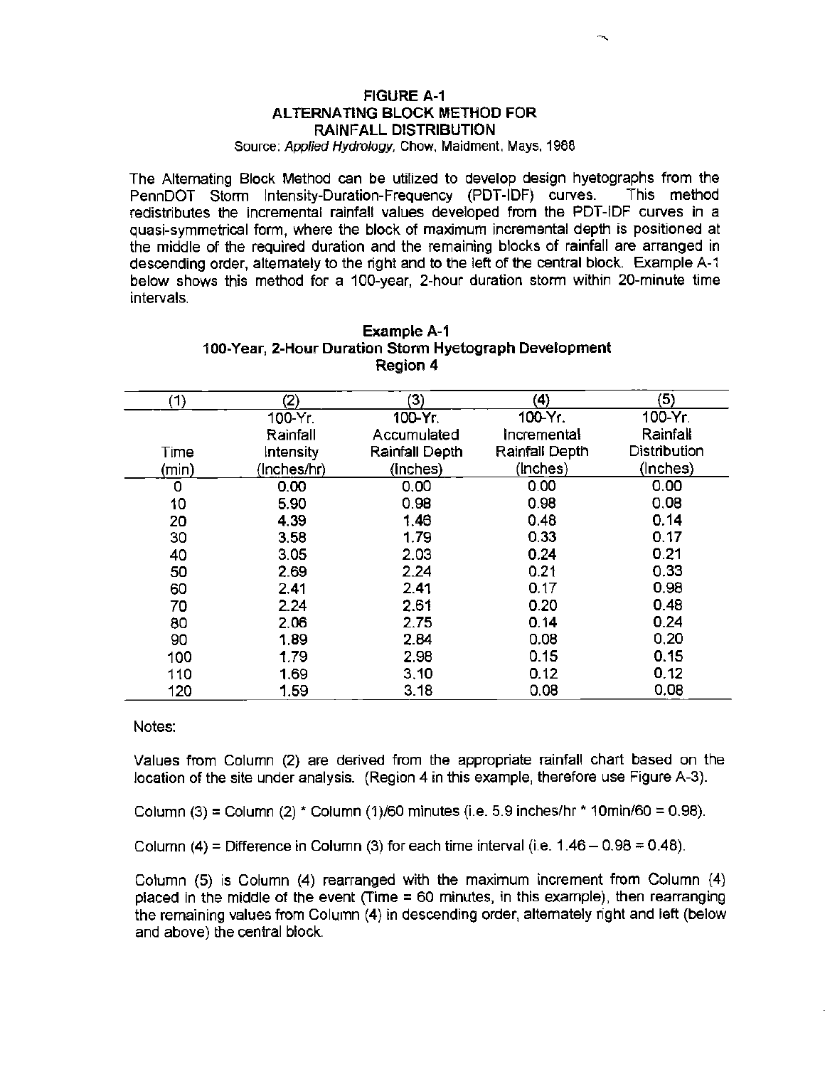## FIGURE A-1
## ALTERNATING BLOCK METHOD FOR RAINFALL DISTRIBUTION

Source: *Applied Hydrology,* Chow, Maidment, Mays, 1988

The Alternating Block Method can be utilized to develop design hyetographs from the PennDOT Storm Intensity-Duration-Frequency (PDT-IDF) curves. This method redistributes the incremental rainfall values developed from the PDT-IDF curves in a quasi-symmetrical form, where the block of maximum incremental depth is positioned at the middle of the required duration and the remaining blocks of rainfall are arranged in descending order, alternately to the right and to the left of the central block. Example A-1 below shows this method for a 100-year, 2-hour duration storm within 20-minute time intervals.

**Example A-1**
**100-Year, 2-Hour Duration Storm Hyetograph Development**
**Region 4**

| (1) | (2) | (3) | (4) | (5) |
|---|---|---|---|---|
| Time (min) | 100-Yr. Rainfall Intensity (Inches/hr) | 100-Yr. Accumulated Rainfall Depth (Inches) | 100-Yr. Incremental Rainfall Depth (Inches) | 100-Yr. Rainfall Distribution (Inches) |
| 0 | 0.00 | 0.00 | 0.00 | 0.00 |
| 10 | 5.90 | 0.98 | 0.98 | 0.08 |
| 20 | 4.39 | 1.46 | 0.48 | 0.14 |
| 30 | 3.58 | 1.79 | 0.33 | 0.17 |
| 40 | 3.05 | 2.03 | 0.24 | 0.21 |
| 50 | 2.69 | 2.24 | 0.21 | 0.33 |
| 60 | 2.41 | 2.41 | 0.17 | 0.98 |
| 70 | 2.24 | 2.61 | 0.20 | 0.48 |
| 80 | 2.06 | 2.75 | 0.14 | 0.24 |
| 90 | 1.89 | 2.84 | 0.08 | 0.20 |
| 100 | 1.79 | 2.98 | 0.15 | 0.15 |
| 110 | 1.69 | 3.10 | 0.12 | 0.12 |
| 120 | 1.59 | 3.18 | 0.08 | 0.08 |

Notes:

Values from Column (2) are derived from the appropriate rainfall chart based on the location of the site under analysis. (Region 4 in this example, therefore use Figure A-3).

Column (3) = Column (2) * Column (1)/60 minutes (i.e. 5.9 inches/hr * 10min/60 = 0.98).

Column (4) = Difference in Column (3) for each time interval (i.e. 1.46 – 0.98 = 0.48).

Column (5) is Column (4) rearranged with the maximum increment from Column (4) placed in the middle of the event (Time = 60 minutes, in this example), then rearranging the remaining values from Column (4) in descending order, alternately right and left (below and above) the central block.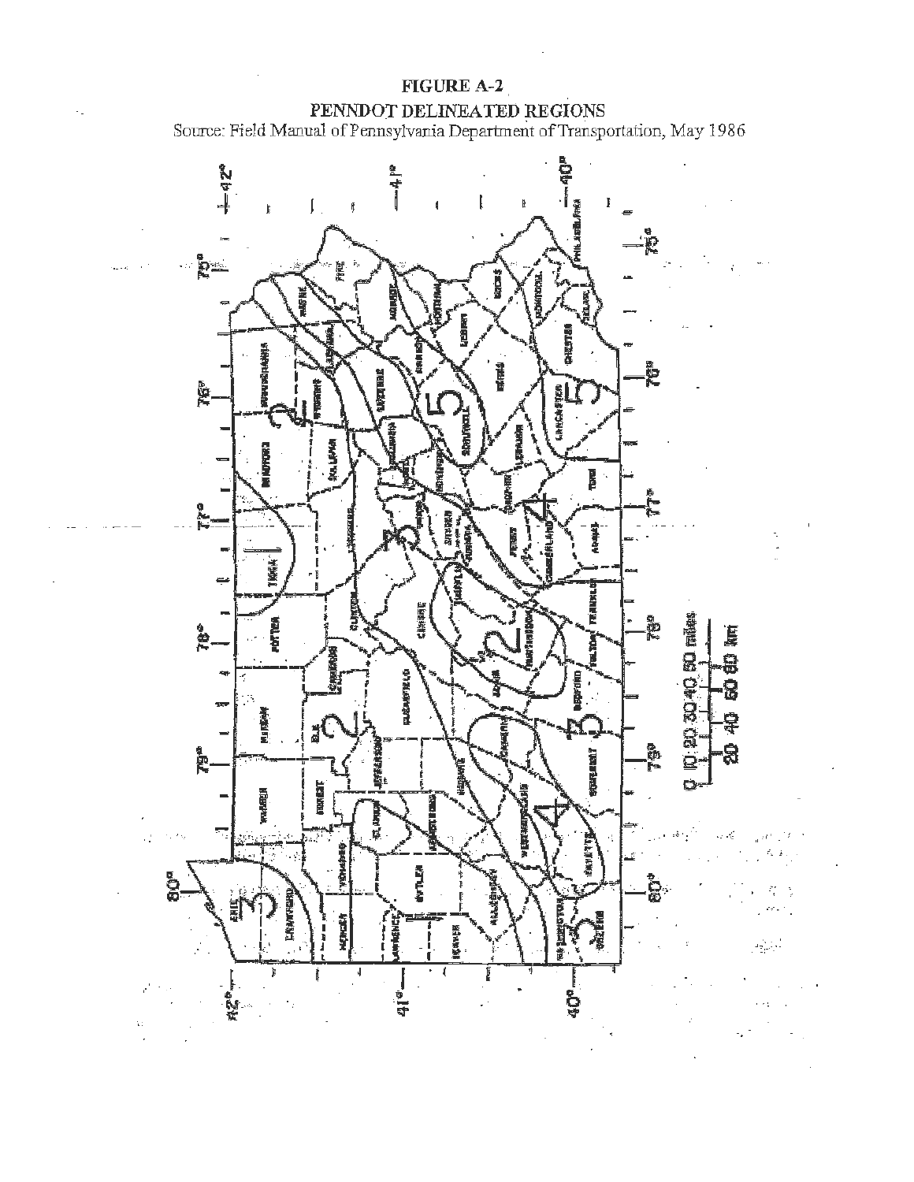**FIGURE A-2**

**PENNDOT DELINEATED REGIONS**

Source: Field Manual of Pennsylvania Department of Transportation, May 1986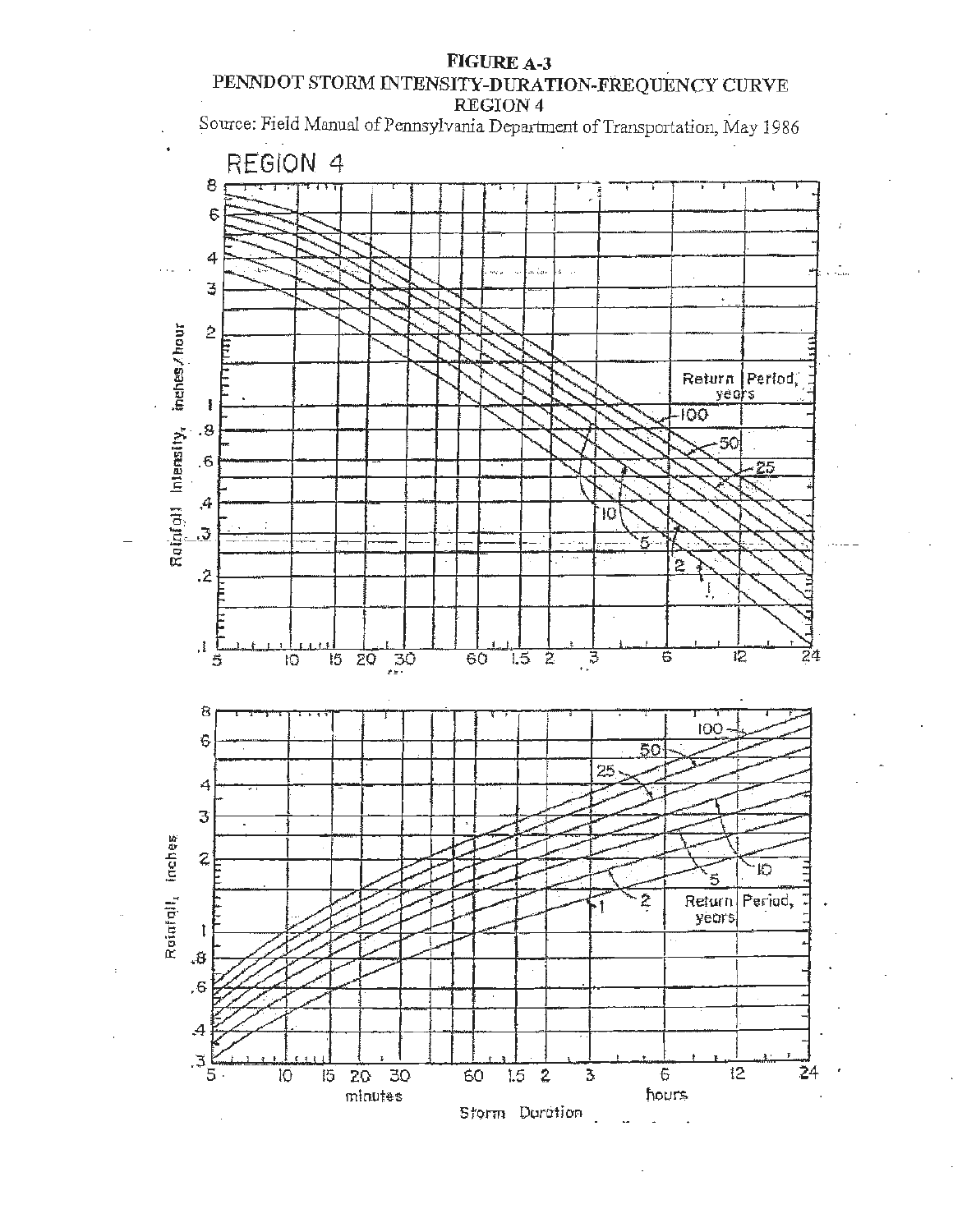# FIGURE A-3

## PENNDOT STORM INTENSITY-DURATION-FREQUENCY CURVE

## REGION 4

Source: Field Manual of Pennsylvania Department of Transportation, May 1986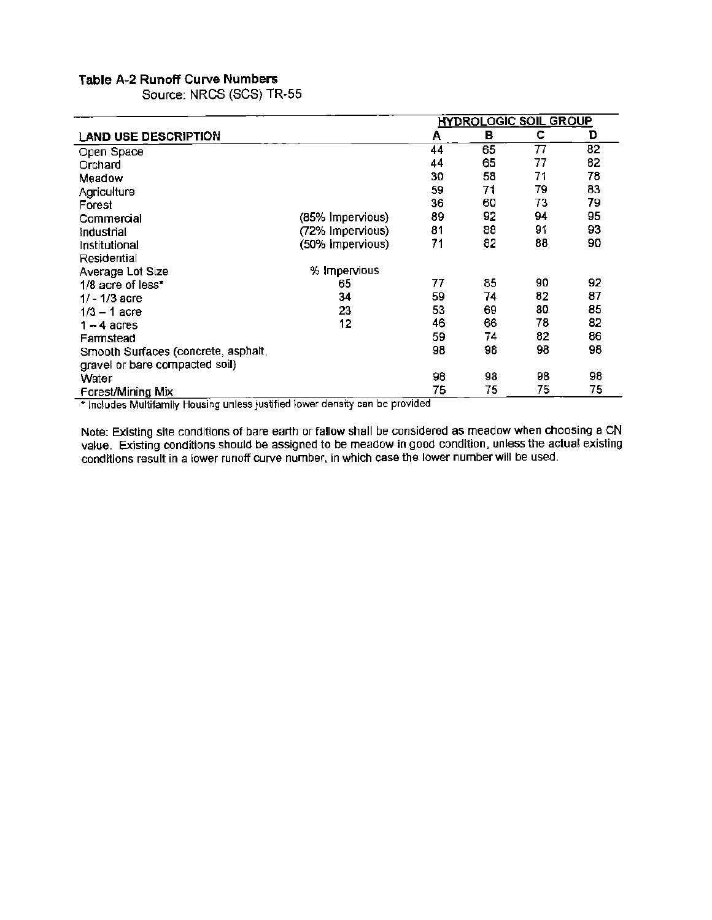**Table A-2 Runoff Curve Numbers**
Source: NRCS (SCS) TR-55

| LAND USE DESCRIPTION | | HYDROLOGIC SOIL GROUP A | B | C | D |
|---|---|---|---|---|---|
| Open Space | | 44 | 65 | 77 | 82 |
| Orchard | | 44 | 65 | 77 | 82 |
| Meadow | | 30 | 58 | 71 | 78 |
| Agriculture | | 59 | 71 | 79 | 83 |
| Forest | | 36 | 60 | 73 | 79 |
| Commercial | (85% Impervious) | 89 | 92 | 94 | 95 |
| Industrial | (72% Impervious) | 81 | 88 | 91 | 93 |
| Institutional | (50% Impervious) | 71 | 82 | 88 | 90 |
| Residential | | | | | |
| Average Lot Size | % Impervious | | | | |
| 1/8 acre of less* | 65 | 77 | 85 | 90 | 92 |
| 1/ - 1/3 acre | 34 | 59 | 74 | 82 | 87 |
| 1/3 – 1 acre | 23 | 53 | 69 | 80 | 85 |
| 1 – 4 acres | 12 | 46 | 66 | 78 | 82 |
| Farmstead | | 59 | 74 | 82 | 86 |
| Smooth Surfaces (concrete, asphalt, gravel or bare compacted soil) | | 98 | 98 | 98 | 98 |
| Water | | 98 | 98 | 98 | 98 |
| Forest/Mining Mix | | 75 | 75 | 75 | 75 |

* Includes Multifamily Housing unless justified lower density can be provided

Note: Existing site conditions of bare earth or fallow shall be considered as meadow when choosing a CN value. Existing conditions should be assigned to be meadow in good condition, unless the actual existing conditions result in a lower runoff curve number, in which case the lower number will be used.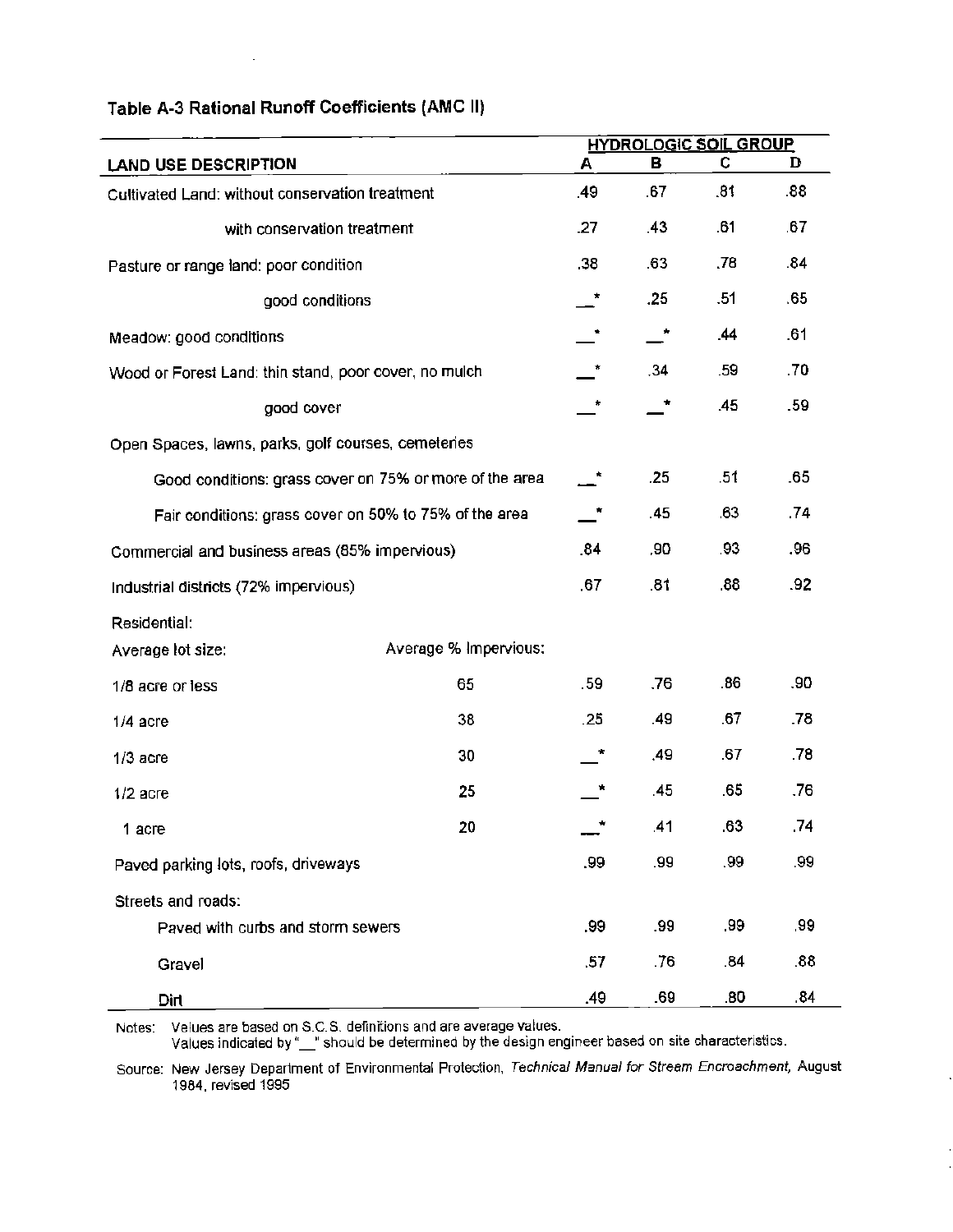### Table A-3 Rational Runoff Coefficients (AMC II)

| LAND USE DESCRIPTION | | HYDROLOGIC SOIL GROUP A | B | C | D |
|---|---|---|---|---|---|
| Cultivated Land: without conservation treatment | | .49 | .67 | .81 | .88 |
| with conservation treatment | | .27 | .43 | .61 | .67 |
| Pasture or range land: poor condition | | .38 | .63 | .78 | .84 |
| good conditions | | __* | .25 | .51 | .65 |
| Meadow: good conditions | | __* | __* | .44 | .61 |
| Wood or Forest Land: thin stand, poor cover, no mulch | | __* | .34 | .59 | .70 |
| good cover | | __* | __* | .45 | .59 |
| Open Spaces, lawns, parks, golf courses, cemeteries | | | | | |
| Good conditions: grass cover on 75% or more of the area | | __* | .25 | .51 | .65 |
| Fair conditions: grass cover on 50% to 75% of the area | | __* | .45 | .63 | .74 |
| Commercial and business areas (85% impervious) | | .84 | .90 | .93 | .96 |
| Industrial districts (72% impervious) | | .67 | .81 | .88 | .92 |
| Residential: | | | | | |
| Average lot size: | Average % Impervious: | | | | |
| 1/8 acre or less | 65 | .59 | .76 | .86 | .90 |
| 1/4 acre | 38 | .25 | .49 | .67 | .78 |
| 1/3 acre | 30 | __* | .49 | .67 | .78 |
| 1/2 acre | 25 | __* | .45 | .65 | .76 |
| 1 acre | 20 | __* | .41 | .63 | .74 |
| Paved parking lots, roofs, driveways | | .99 | .99 | .99 | .99 |
| Streets and roads: | | | | | |
| Paved with curbs and storm sewers | | .99 | .99 | .99 | .99 |
| Gravel | | .57 | .76 | .84 | .88 |
| Dirt | | .49 | .69 | .80 | .84 |

Notes: Values are based on S.C.S. definitions and are average values.
Values indicated by "__" should be determined by the design engineer based on site characteristics.

Source: New Jersey Department of Environmental Protection, *Technical Manual for Stream Encroachment*, August 1984, revised 1995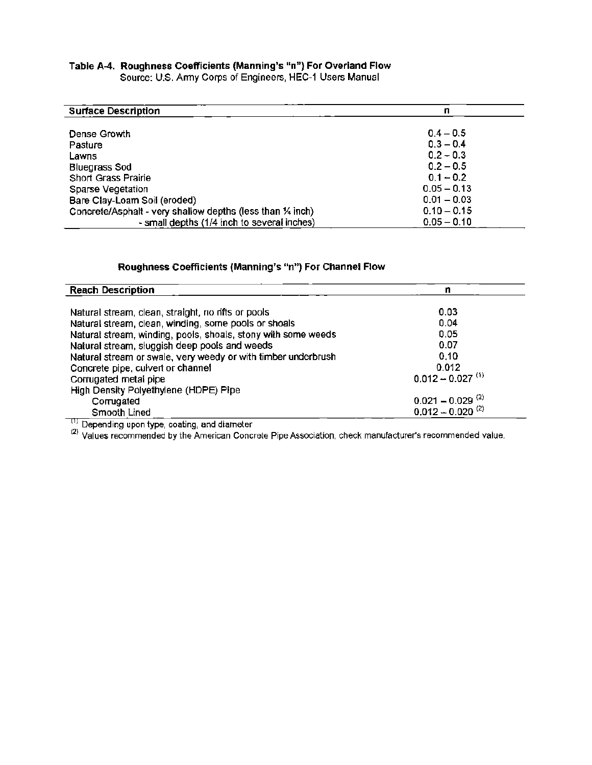**Table A-4. Roughness Coefficients (Manning's "n") For Overland Flow**
Source: U.S. Army Corps of Engineers, HEC-1 Users Manual

| Surface Description | n |
|---|---|
| Dense Growth | 0.4 – 0.5 |
| Pasture | 0.3 – 0.4 |
| Lawns | 0.2 – 0.3 |
| Bluegrass Sod | 0.2 – 0.5 |
| Short Grass Prairie | 0.1 – 0.2 |
| Sparse Vegetation | 0.05 – 0.13 |
| Bare Clay-Loam Soil (eroded) | 0.01 – 0.03 |
| Concrete/Asphalt - very shallow depths (less than ¼ inch) | 0.10 – 0.15 |
| - small depths (1/4 inch to several inches) | 0.05 – 0.10 |

**Roughness Coefficients (Manning's "n") For Channel Flow**

| Reach Description | n |
|---|---|
| Natural stream, clean, straight, no rifts or pools | 0.03 |
| Natural stream, clean, winding, some pools or shoals | 0.04 |
| Natural stream, winding, pools, shoals, stony with some weeds | 0.05 |
| Natural stream, sluggish deep pools and weeds | 0.07 |
| Natural stream or swale, very weedy or with timber underbrush | 0.10 |
| Concrete pipe, culvert or channel | 0.012 |
| Corrugated metal pipe | 0.012 – 0.027 [(1)] |
| High Density Polyethylene (HDPE) Pipe | |
| Corrugated | 0.021 – 0.029 [(2)] |
| Smooth Lined | 0.012 – 0.020 [(2)] |

[(1)] Depending upon type, coating, and diameter

[(2)] Values recommended by the American Concrete Pipe Association, check manufacturer's recommended value.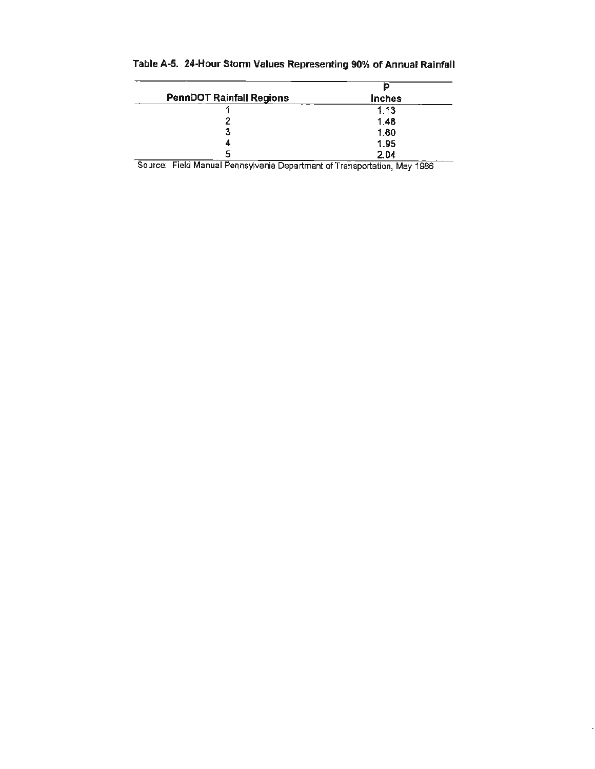**Table A-5. 24-Hour Storm Values Representing 90% of Annual Rainfall**

| PennDOT Rainfall Regions | P Inches |
|---|---|
| 1 | 1.13 |
| 2 | 1.48 |
| 3 | 1.60 |
| 4 | 1.95 |
| 5 | 2.04 |

Source: Field Manual Pennsylvania Department of Transportation, May 1986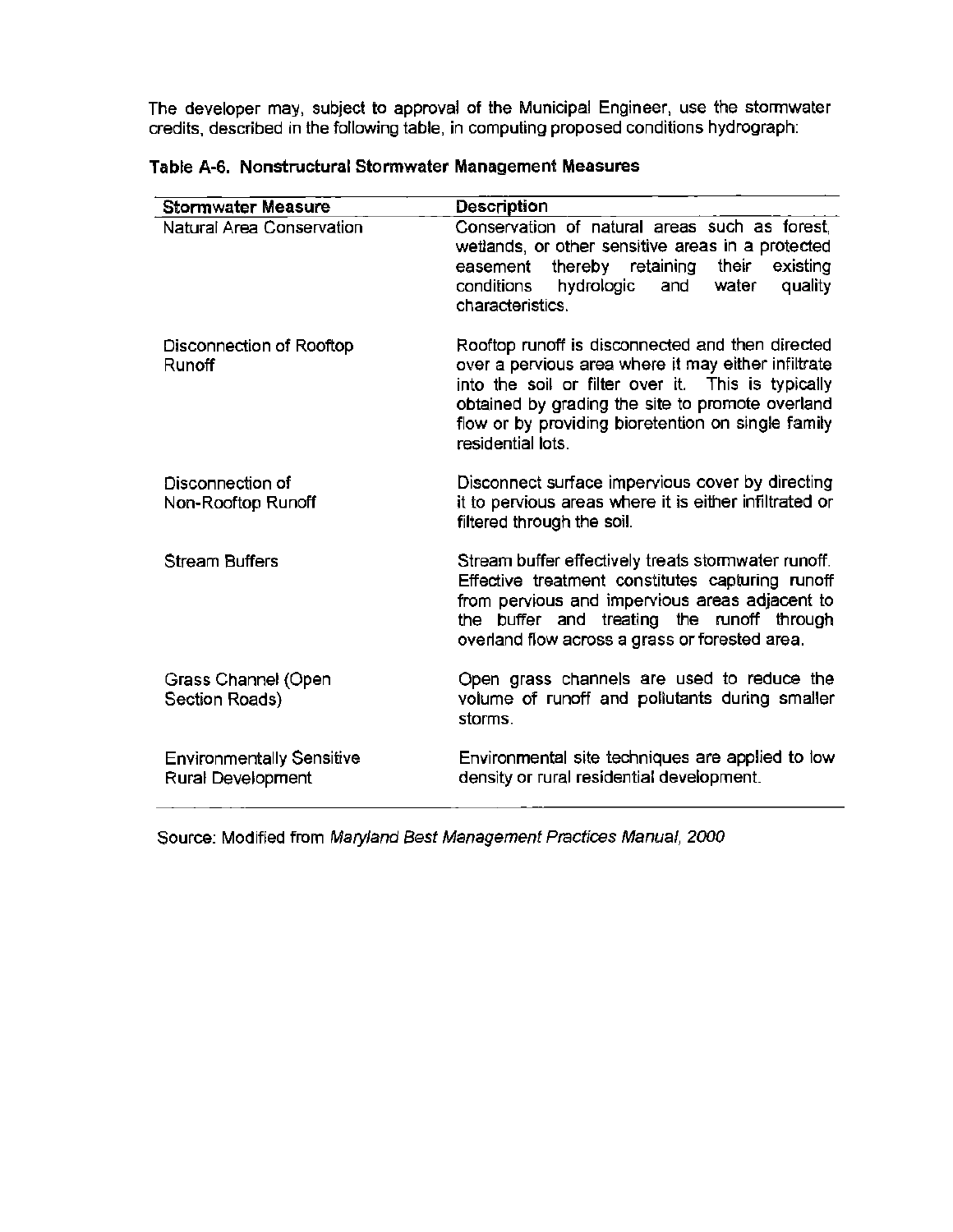The developer may, subject to approval of the Municipal Engineer, use the stormwater credits, described in the following table, in computing proposed conditions hydrograph:

**Table A-6. Nonstructural Stormwater Management Measures**

| Stormwater Measure | Description |
|---|---|
| Natural Area Conservation | Conservation of natural areas such as forest, wetlands, or other sensitive areas in a protected easement thereby retaining their existing conditions hydrologic and water quality characteristics. |
| Disconnection of Rooftop Runoff | Rooftop runoff is disconnected and then directed over a pervious area where it may either infiltrate into the soil or filter over it. This is typically obtained by grading the site to promote overland flow or by providing bioretention on single family residential lots. |
| Disconnection of Non-Rooftop Runoff | Disconnect surface impervious cover by directing it to pervious areas where it is either infiltrated or filtered through the soil. |
| Stream Buffers | Stream buffer effectively treats stormwater runoff. Effective treatment constitutes capturing runoff from pervious and impervious areas adjacent to the buffer and treating the runoff through overland flow across a grass or forested area. |
| Grass Channel (Open Section Roads) | Open grass channels are used to reduce the volume of runoff and pollutants during smaller storms. |
| Environmentally Sensitive Rural Development | Environmental site techniques are applied to low density or rural residential development. |

Source: Modified from *Maryland Best Management Practices Manual, 2000*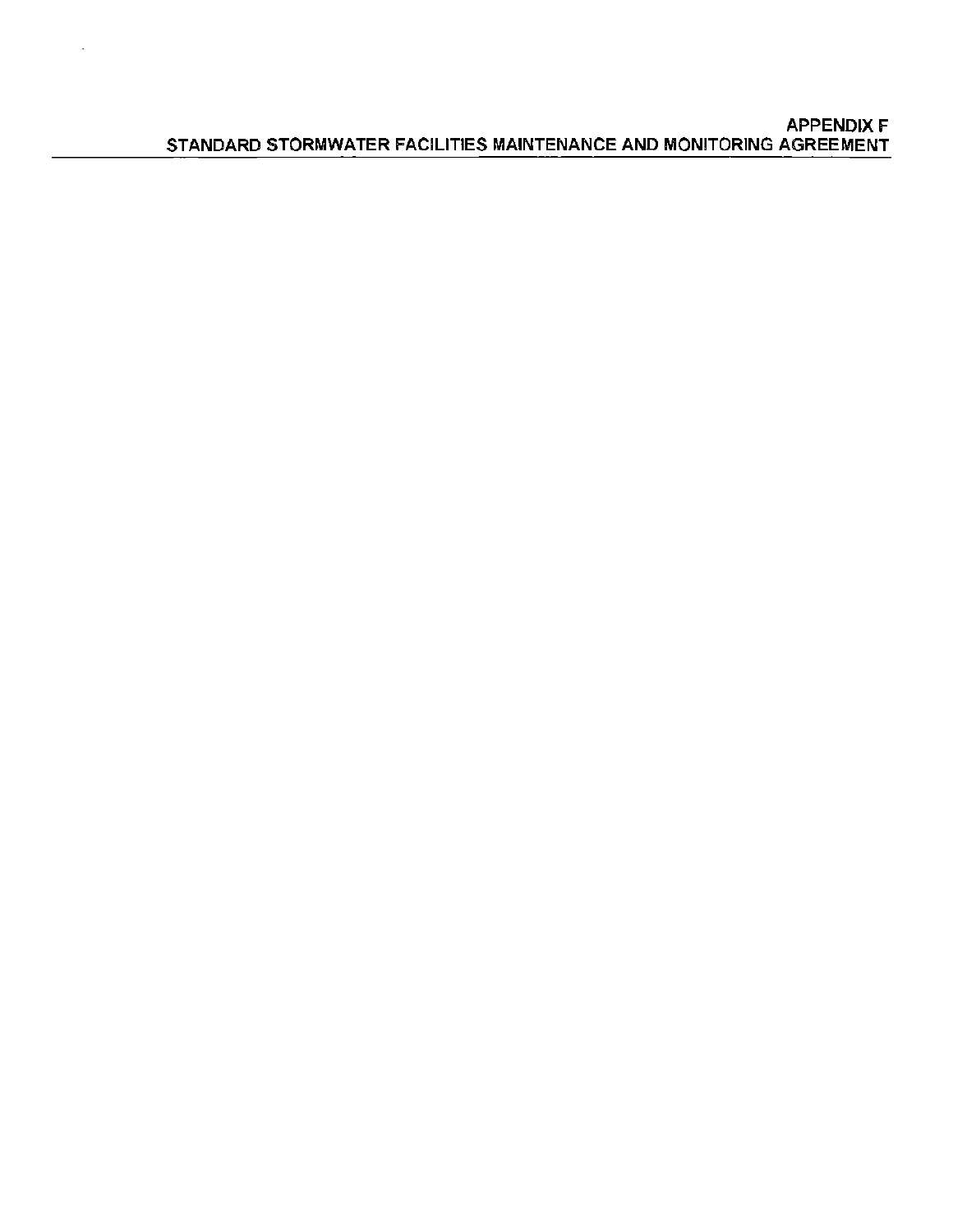# APPENDIX F
## STANDARD STORMWATER FACILITIES MAINTENANCE AND MONITORING AGREEMENT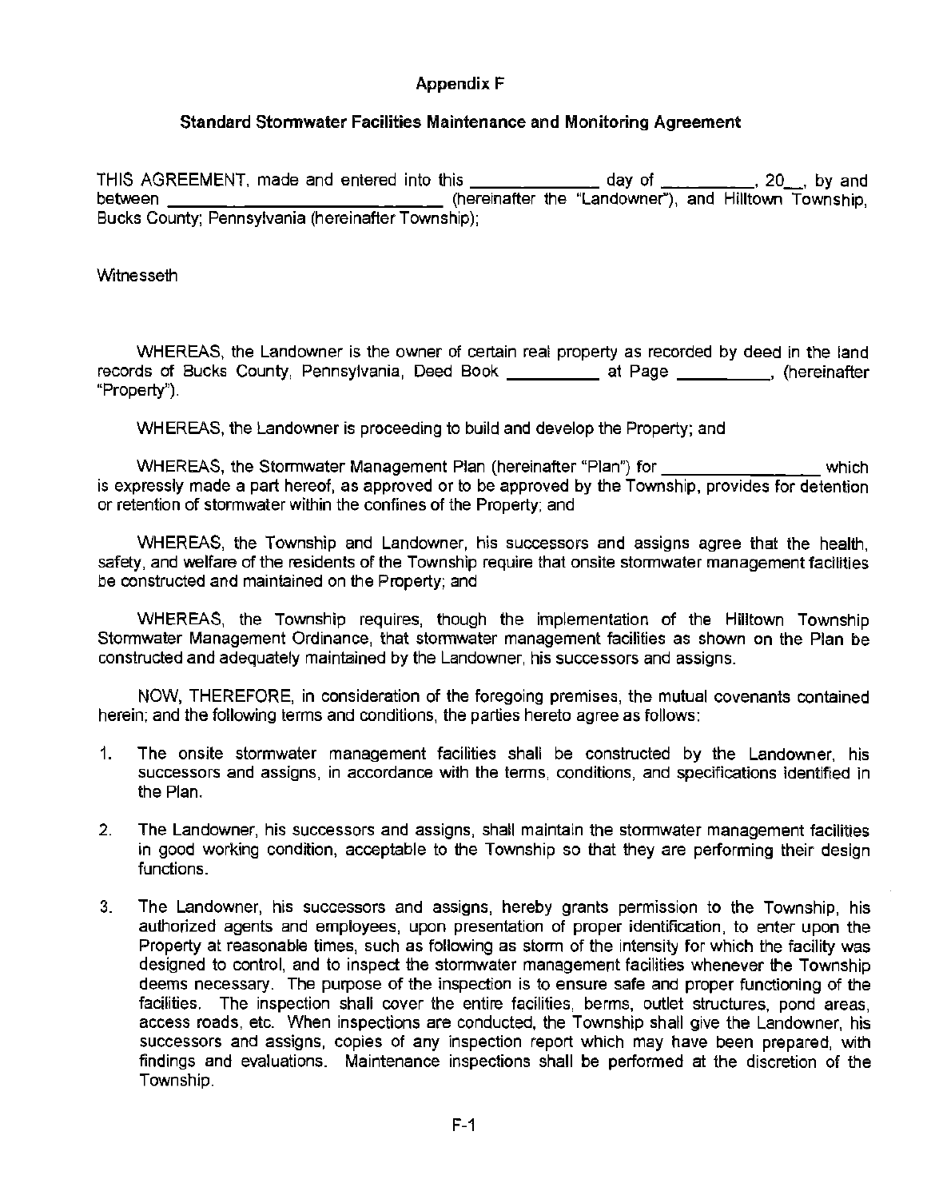## Appendix F

### Standard Stormwater Facilities Maintenance and Monitoring Agreement

THIS AGREEMENT, made and entered into this ____________ day of _________, 20__, by and between ____________________________ (hereinafter the "Landowner"), and Hilltown Township, Bucks County; Pennsylvania (hereinafter Township);

Witnesseth

WHEREAS, the Landowner is the owner of certain real property as recorded by deed in the land records of Bucks County, Pennsylvania, Deed Book _________ at Page _________, (hereinafter "Property").

WHEREAS, the Landowner is proceeding to build and develop the Property; and

WHEREAS, the Stormwater Management Plan (hereinafter "Plan") for ______________ which is expressly made a part hereof, as approved or to be approved by the Township, provides for detention or retention of stormwater within the confines of the Property; and

WHEREAS, the Township and Landowner, his successors and assigns agree that the health, safety, and welfare of the residents of the Township require that onsite stormwater management facilities be constructed and maintained on the Property; and

WHEREAS, the Township requires, though the implementation of the Hilltown Township Stormwater Management Ordinance, that stormwater management facilities as shown on the Plan be constructed and adequately maintained by the Landowner, his successors and assigns.

NOW, THEREFORE, in consideration of the foregoing premises, the mutual covenants contained herein; and the following terms and conditions, the parties hereto agree as follows:

1. The onsite stormwater management facilities shall be constructed by the Landowner, his successors and assigns, in accordance with the terms, conditions, and specifications identified in the Plan.

2. The Landowner, his successors and assigns, shall maintain the stormwater management facilities in good working condition, acceptable to the Township so that they are performing their design functions.

3. The Landowner, his successors and assigns, hereby grants permission to the Township, his authorized agents and employees, upon presentation of proper identification, to enter upon the Property at reasonable times, such as following as storm of the intensity for which the facility was designed to control, and to inspect the stormwater management facilities whenever the Township deems necessary. The purpose of the inspection is to ensure safe and proper functioning of the facilities. The inspection shall cover the entire facilities, berms, outlet structures, pond areas, access roads, etc. When inspections are conducted, the Township shall give the Landowner, his successors and assigns, copies of any inspection report which may have been prepared, with findings and evaluations. Maintenance inspections shall be performed at the discretion of the Township.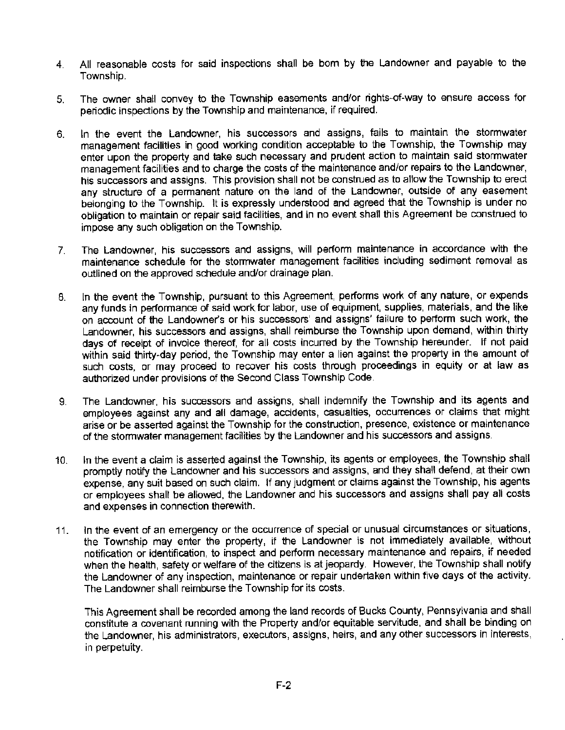4. All reasonable costs for said inspections shall be born by the Landowner and payable to the Township.

5. The owner shall convey to the Township easements and/or rights-of-way to ensure access for periodic inspections by the Township and maintenance, if required.

6. In the event the Landowner, his successors and assigns, fails to maintain the stormwater management facilities in good working condition acceptable to the Township, the Township may enter upon the property and take such necessary and prudent action to maintain said stormwater management facilities and to charge the costs of the maintenance and/or repairs to the Landowner, his successors and assigns. This provision shall not be construed as to allow the Township to erect any structure of a permanent nature on the land of the Landowner, outside of any easement belonging to the Township. It is expressly understood and agreed that the Township is under no obligation to maintain or repair said facilities, and in no event shall this Agreement be construed to impose any such obligation on the Township.

7. The Landowner, his successors and assigns, will perform maintenance in accordance with the maintenance schedule for the stormwater management facilities including sediment removal as outlined on the approved schedule and/or drainage plan.

8. In the event the Township, pursuant to this Agreement, performs work of any nature, or expends any funds in performance of said work for labor, use of equipment, supplies, materials, and the like on account of the Landowner's or his successors' and assigns' failure to perform such work, the Landowner, his successors and assigns, shall reimburse the Township upon demand, within thirty days of receipt of invoice thereof, for all costs incurred by the Township hereunder. If not paid within said thirty-day period, the Township may enter a lien against the property in the amount of such costs, or may proceed to recover his costs through proceedings in equity or at law as authorized under provisions of the Second Class Township Code.

9. The Landowner, his successors and assigns, shall indemnify the Township and its agents and employees against any and all damage, accidents, casualties, occurrences or claims that might arise or be asserted against the Township for the construction, presence, existence or maintenance of the stormwater management facilities by the Landowner and his successors and assigns.

10. In the event a claim is asserted against the Township, its agents or employees, the Township shall promptly notify the Landowner and his successors and assigns, and they shall defend, at their own expense, any suit based on such claim. If any judgment or claims against the Township, his agents or employees shall be allowed, the Landowner and his successors and assigns shall pay all costs and expenses in connection therewith.

11. In the event of an emergency or the occurrence of special or unusual circumstances or situations, the Township may enter the property, if the Landowner is not immediately available, without notification or identification, to inspect and perform necessary maintenance and repairs, if needed when the health, safety or welfare of the citizens is at jeopardy. However, the Township shall notify the Landowner of any inspection, maintenance or repair undertaken within five days of the activity. The Landowner shall reimburse the Township for its costs.

This Agreement shall be recorded among the land records of Bucks County, Pennsylvania and shall constitute a covenant running with the Property and/or equitable servitude, and shall be binding on the Landowner, his administrators, executors, assigns, heirs, and any other successors in interests, in perpetuity.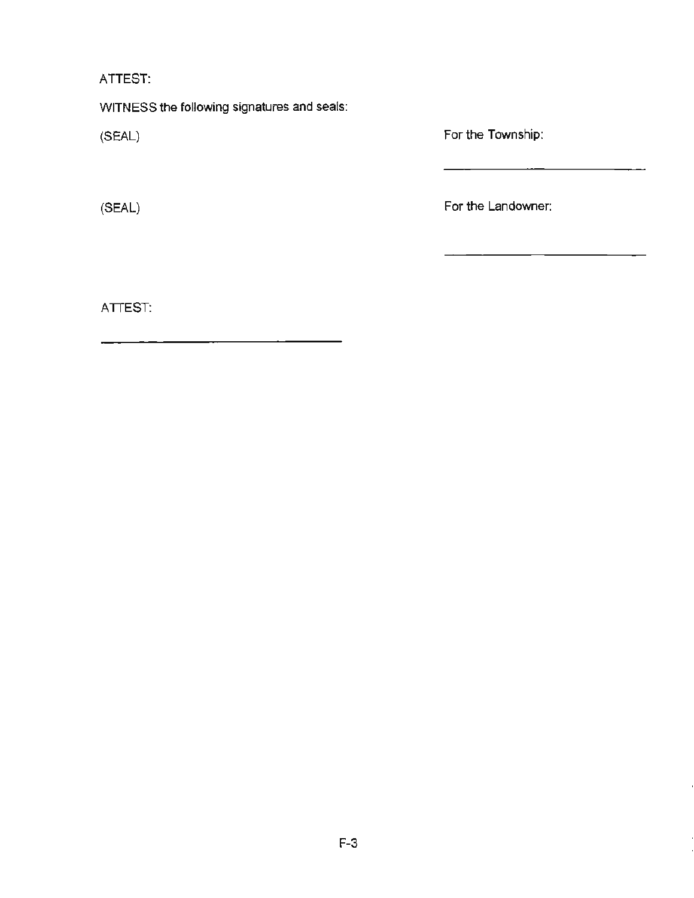ATTEST:

WITNESS the following signatures and seals:

(SEAL) For the Township:

\_\_\_\_\_\_\_\_\_\_\_\_\_\_\_\_\_\_\_\_\_\_\_\_\_\_\_\_

(SEAL) For the Landowner:

\_\_\_\_\_\_\_\_\_\_\_\_\_\_\_\_\_\_\_\_\_\_\_\_\_\_\_\_

ATTEST:

\_\_\_\_\_\_\_\_\_\_\_\_\_\_\_\_\_\_\_\_\_\_\_\_\_\_\_\_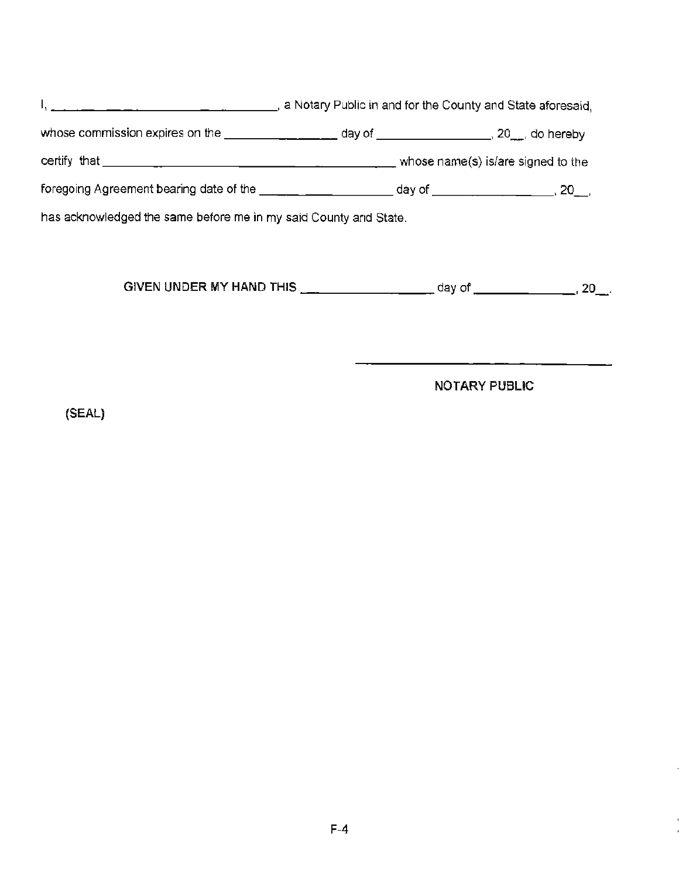I, ________________________________, a Notary Public in and for the County and State aforesaid, whose commission expires on the ______________ day of ______________, 20__, do hereby certify that ________________________________________ whose name(s) is/are signed to the foregoing Agreement bearing date of the _________________ day of ________________, 20__, has acknowledged the same before me in my said County and State.

**GIVEN UNDER MY HAND THIS _________________ day of _____________, 20__.**

________________________________

**NOTARY PUBLIC**

**(SEAL)**